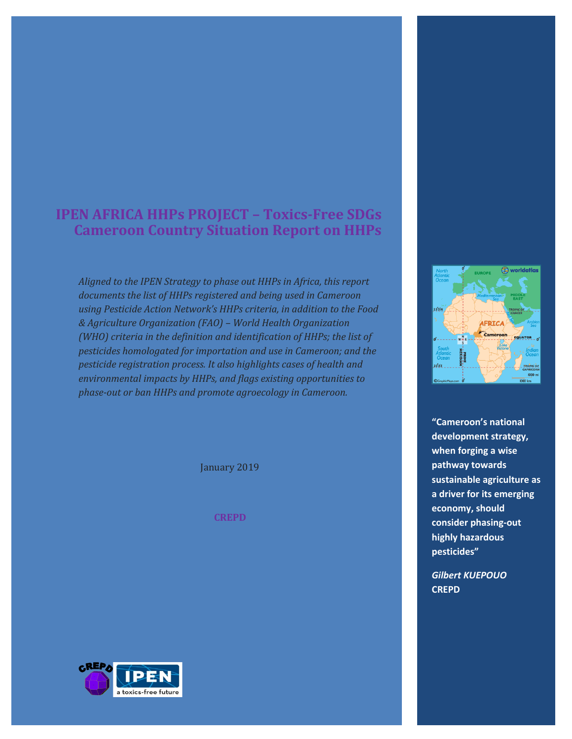# IPEN AFRICA HHPs PROJECT – Toxics-Free SDGs Cameroon Country Situation Report on HHPs

*Aligned to the IPEN Strategy to phase out HHPs in Africa, this report documents the list of HHPs registered and being used in Cameroon using Pesticide Action Network's HHPs criteria, in addition to the Food & Agriculture Organization (FAO) – World Health Organization (WHO) criteria in the definition and identification of HHPs; the list of pesticides homologated for importation and use in Cameroon; and the pesticide registration process. It also highlights cases of health and environmental impacts by HHPs, and flags existing opportunities to phase-out or ban HHPs and promote agroecology in Cameroon.*

January 2019

**CREPD**

**"Cameroon's national development strategy, when forging a wise pathway towards sustainable agriculture as a driver for its emerging economy, should consider phasing-out highly hazardous pesticides"**

***Gilbert KUEPOUO***
**CREPD**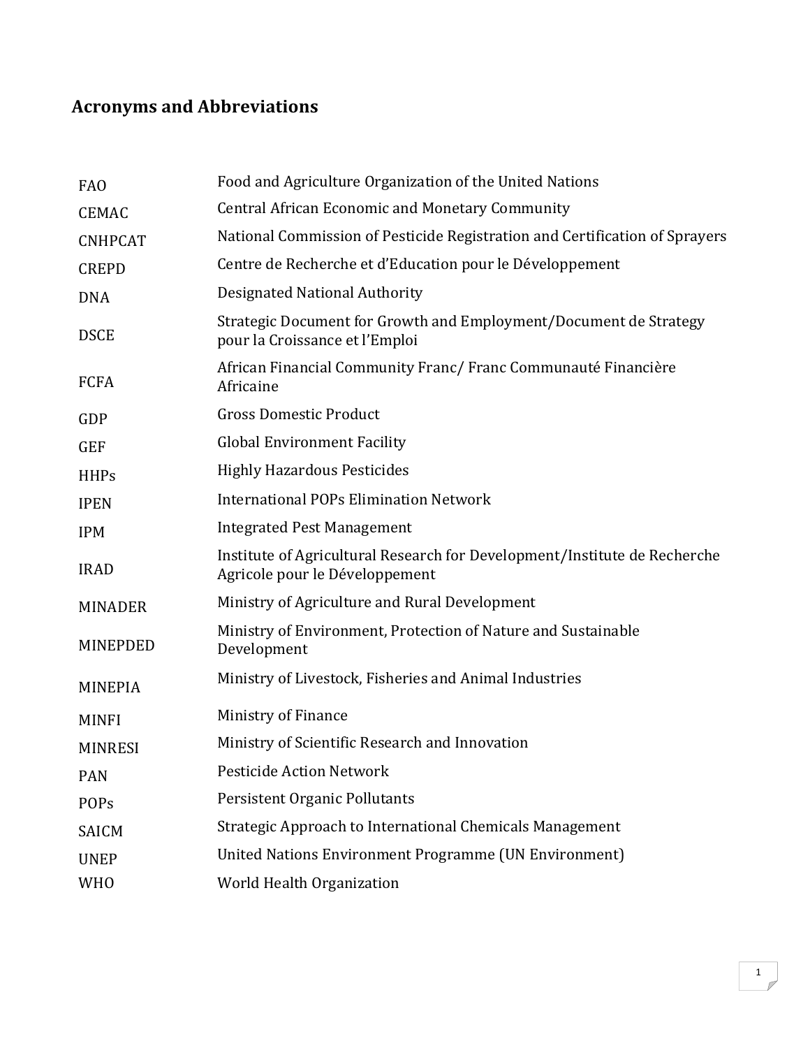## Acronyms and Abbreviations

| | |
|---|---|
| FAO | Food and Agriculture Organization of the United Nations |
| CEMAC | Central African Economic and Monetary Community |
| CNHPCAT | National Commission of Pesticide Registration and Certification of Sprayers |
| CREPD | Centre de Recherche et d'Education pour le Développement |
| DNA | Designated National Authority |
| DSCE | Strategic Document for Growth and Employment/Document de Strategy pour la Croissance et l'Emploi |
| FCFA | African Financial Community Franc/ Franc Communauté Financière Africaine |
| GDP | Gross Domestic Product |
| GEF | Global Environment Facility |
| HHPs | Highly Hazardous Pesticides |
| IPEN | International POPs Elimination Network |
| IPM | Integrated Pest Management |
| IRAD | Institute of Agricultural Research for Development/Institute de Recherche Agricole pour le Développement |
| MINADER | Ministry of Agriculture and Rural Development |
| MINEPDED | Ministry of Environment, Protection of Nature and Sustainable Development |
| MINEPIA | Ministry of Livestock, Fisheries and Animal Industries |
| MINFI | Ministry of Finance |
| MINRESI | Ministry of Scientific Research and Innovation |
| PAN | Pesticide Action Network |
| POPs | Persistent Organic Pollutants |
| SAICM | Strategic Approach to International Chemicals Management |
| UNEP | United Nations Environment Programme (UN Environment) |
| WHO | World Health Organization |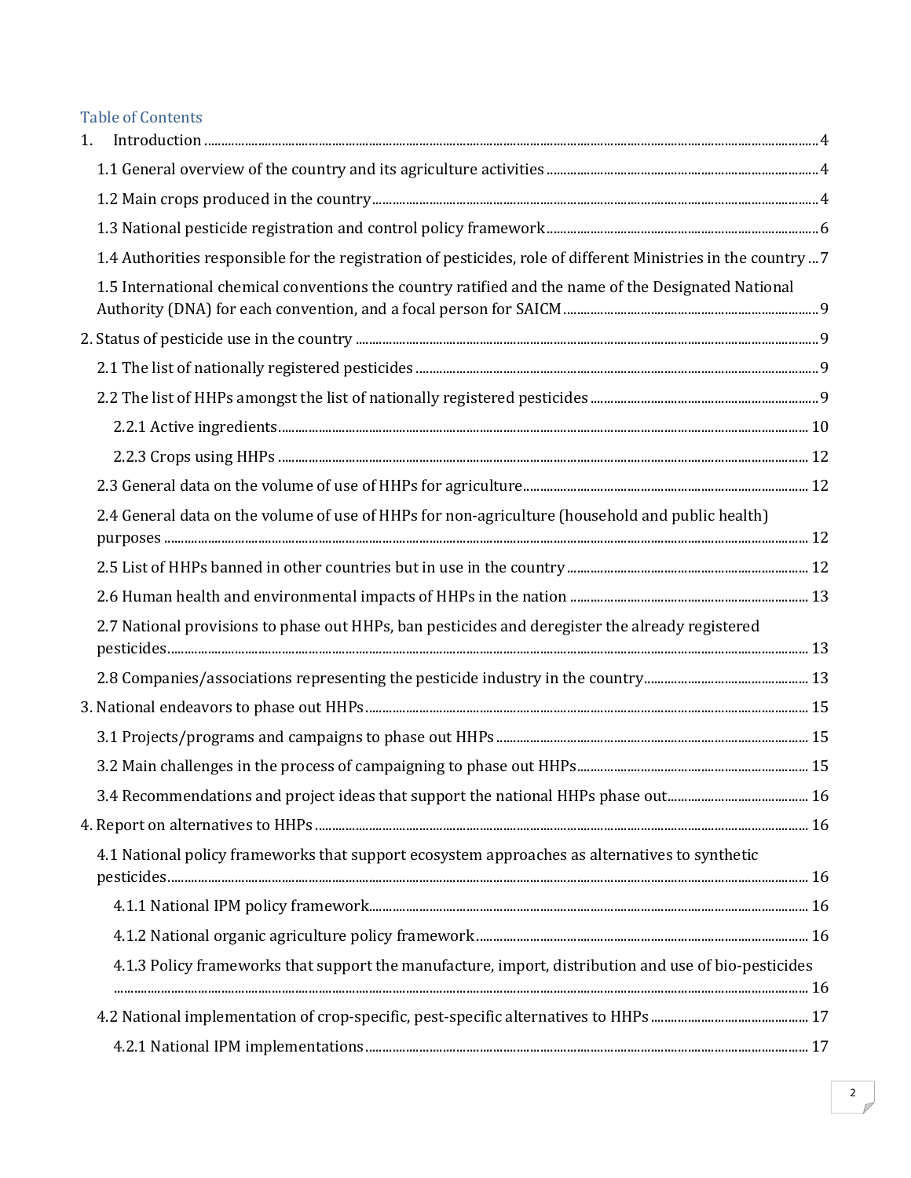## Table of Contents

1. Introduction ........ 4
   - 1.1 General overview of the country and its agriculture activities ........ 4
   - 1.2 Main crops produced in the country ........ 4
   - 1.3 National pesticide registration and control policy framework ........ 6
   - 1.4 Authorities responsible for the registration of pesticides, role of different Ministries in the country ... 7
   - 1.5 International chemical conventions the country ratified and the name of the Designated National Authority (DNA) for each convention, and a focal person for SAICM ........ 9
2. Status of pesticide use in the country ........ 9
   - 2.1 The list of nationally registered pesticides ........ 9
   - 2.2 The list of HHPs amongst the list of nationally registered pesticides ........ 9
     - 2.2.1 Active ingredients ........ 10
     - 2.2.3 Crops using HHPs ........ 12
   - 2.3 General data on the volume of use of HHPs for agriculture ........ 12
   - 2.4 General data on the volume of use of HHPs for non-agriculture (household and public health) purposes ........ 12
   - 2.5 List of HHPs banned in other countries but in use in the country ........ 12
   - 2.6 Human health and environmental impacts of HHPs in the nation ........ 13
   - 2.7 National provisions to phase out HHPs, ban pesticides and deregister the already registered pesticides ........ 13
   - 2.8 Companies/associations representing the pesticide industry in the country ........ 13
3. National endeavors to phase out HHPs ........ 15
   - 3.1 Projects/programs and campaigns to phase out HHPs ........ 15
   - 3.2 Main challenges in the process of campaigning to phase out HHPs ........ 15
   - 3.4 Recommendations and project ideas that support the national HHPs phase out ........ 16
4. Report on alternatives to HHPs ........ 16
   - 4.1 National policy frameworks that support ecosystem approaches as alternatives to synthetic pesticides ........ 16
     - 4.1.1 National IPM policy framework ........ 16
     - 4.1.2 National organic agriculture policy framework ........ 16
     - 4.1.3 Policy frameworks that support the manufacture, import, distribution and use of bio-pesticides ........ 16
   - 4.2 National implementation of crop-specific, pest-specific alternatives to HHPs ........ 17
     - 4.2.1 National IPM implementations ........ 17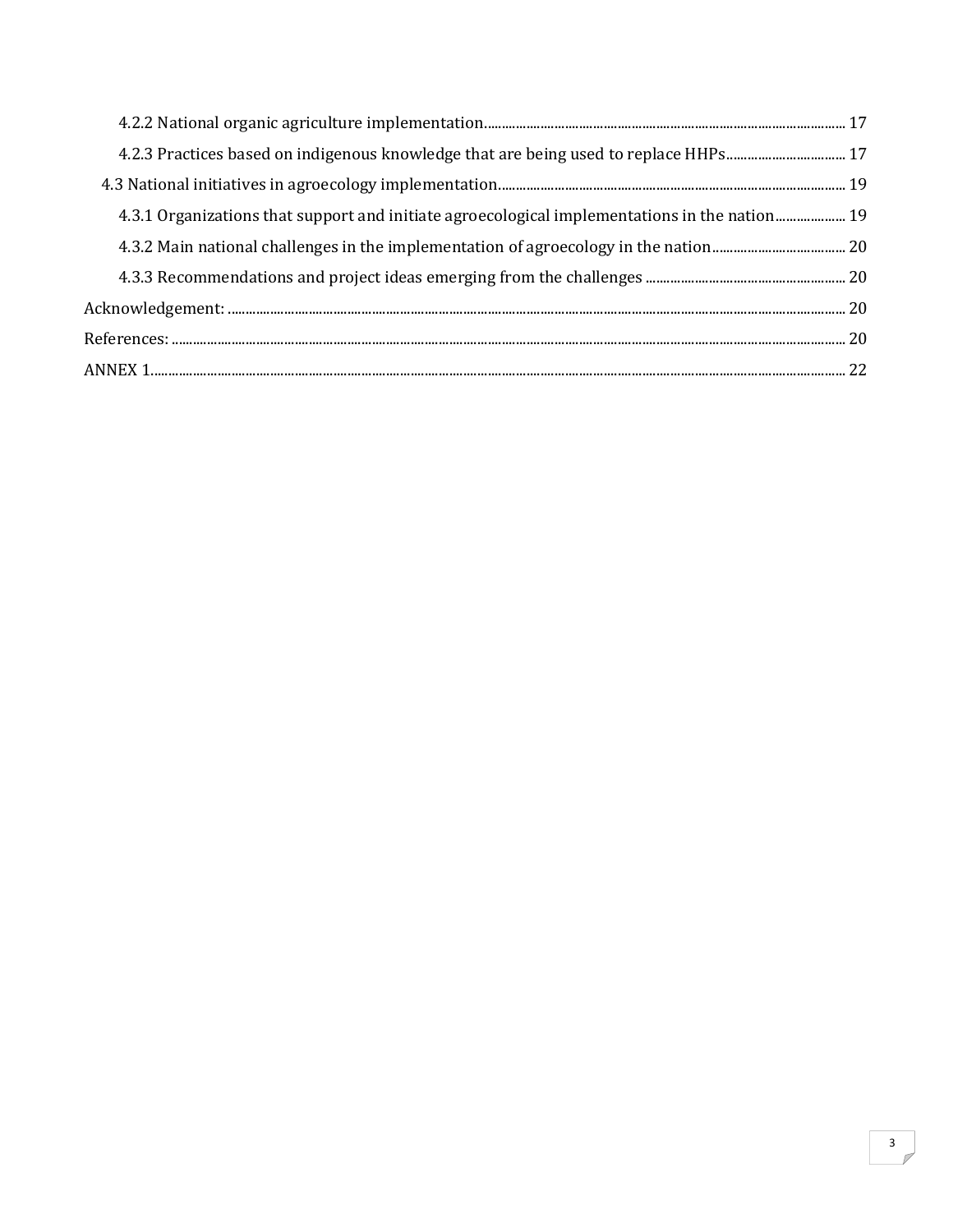4.2.2 National organic agriculture implementation....... 17

4.2.3 Practices based on indigenous knowledge that are being used to replace HHPs....... 17

4.3 National initiatives in agroecology implementation....... 19

4.3.1 Organizations that support and initiate agroecological implementations in the nation....... 19

4.3.2 Main national challenges in the implementation of agroecology in the nation....... 20

4.3.3 Recommendations and project ideas emerging from the challenges....... 20

Acknowledgement:....... 20

References:....... 20

ANNEX 1....... 22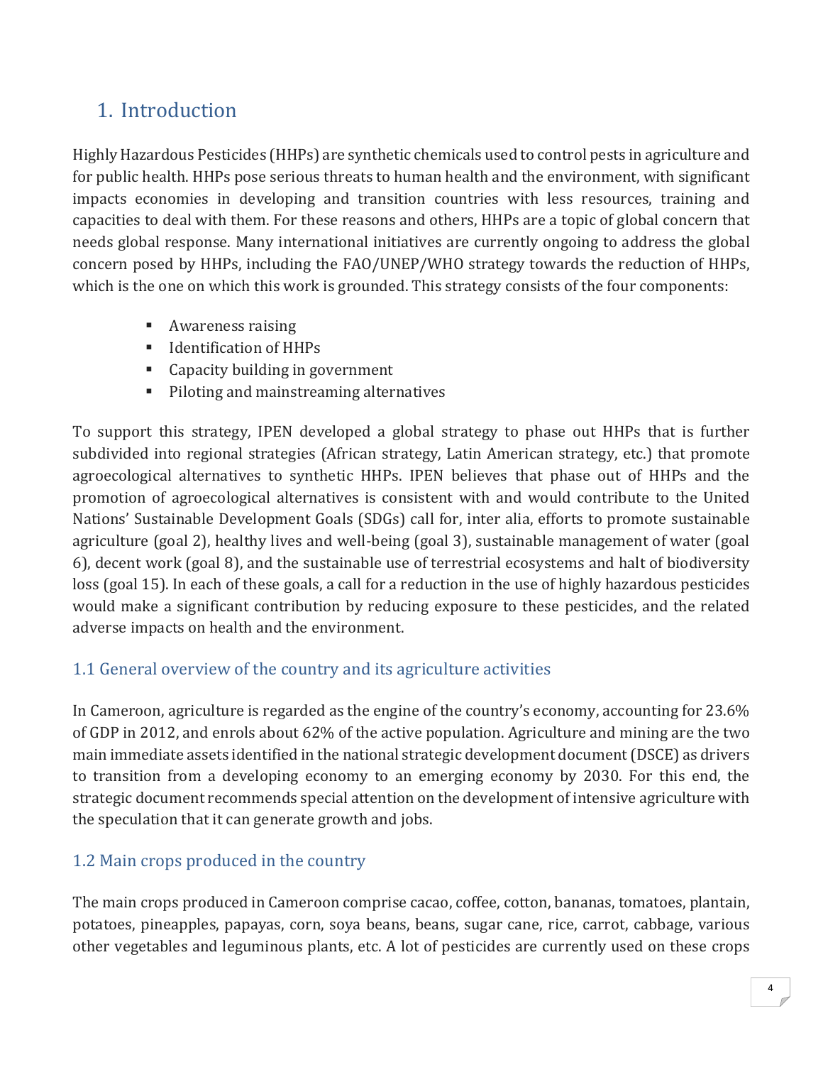# 1. Introduction

Highly Hazardous Pesticides (HHPs) are synthetic chemicals used to control pests in agriculture and for public health. HHPs pose serious threats to human health and the environment, with significant impacts economies in developing and transition countries with less resources, training and capacities to deal with them. For these reasons and others, HHPs are a topic of global concern that needs global response. Many international initiatives are currently ongoing to address the global concern posed by HHPs, including the FAO/UNEP/WHO strategy towards the reduction of HHPs, which is the one on which this work is grounded. This strategy consists of the four components:

- Awareness raising
- Identification of HHPs
- Capacity building in government
- Piloting and mainstreaming alternatives

To support this strategy, IPEN developed a global strategy to phase out HHPs that is further subdivided into regional strategies (African strategy, Latin American strategy, etc.) that promote agroecological alternatives to synthetic HHPs. IPEN believes that phase out of HHPs and the promotion of agroecological alternatives is consistent with and would contribute to the United Nations' Sustainable Development Goals (SDGs) call for, inter alia, efforts to promote sustainable agriculture (goal 2), healthy lives and well-being (goal 3), sustainable management of water (goal 6), decent work (goal 8), and the sustainable use of terrestrial ecosystems and halt of biodiversity loss (goal 15). In each of these goals, a call for a reduction in the use of highly hazardous pesticides would make a significant contribution by reducing exposure to these pesticides, and the related adverse impacts on health and the environment.

## 1.1 General overview of the country and its agriculture activities

In Cameroon, agriculture is regarded as the engine of the country's economy, accounting for 23.6% of GDP in 2012, and enrols about 62% of the active population. Agriculture and mining are the two main immediate assets identified in the national strategic development document (DSCE) as drivers to transition from a developing economy to an emerging economy by 2030. For this end, the strategic document recommends special attention on the development of intensive agriculture with the speculation that it can generate growth and jobs.

## 1.2 Main crops produced in the country

The main crops produced in Cameroon comprise cacao, coffee, cotton, bananas, tomatoes, plantain, potatoes, pineapples, papayas, corn, soya beans, beans, sugar cane, rice, carrot, cabbage, various other vegetables and leguminous plants, etc. A lot of pesticides are currently used on these crops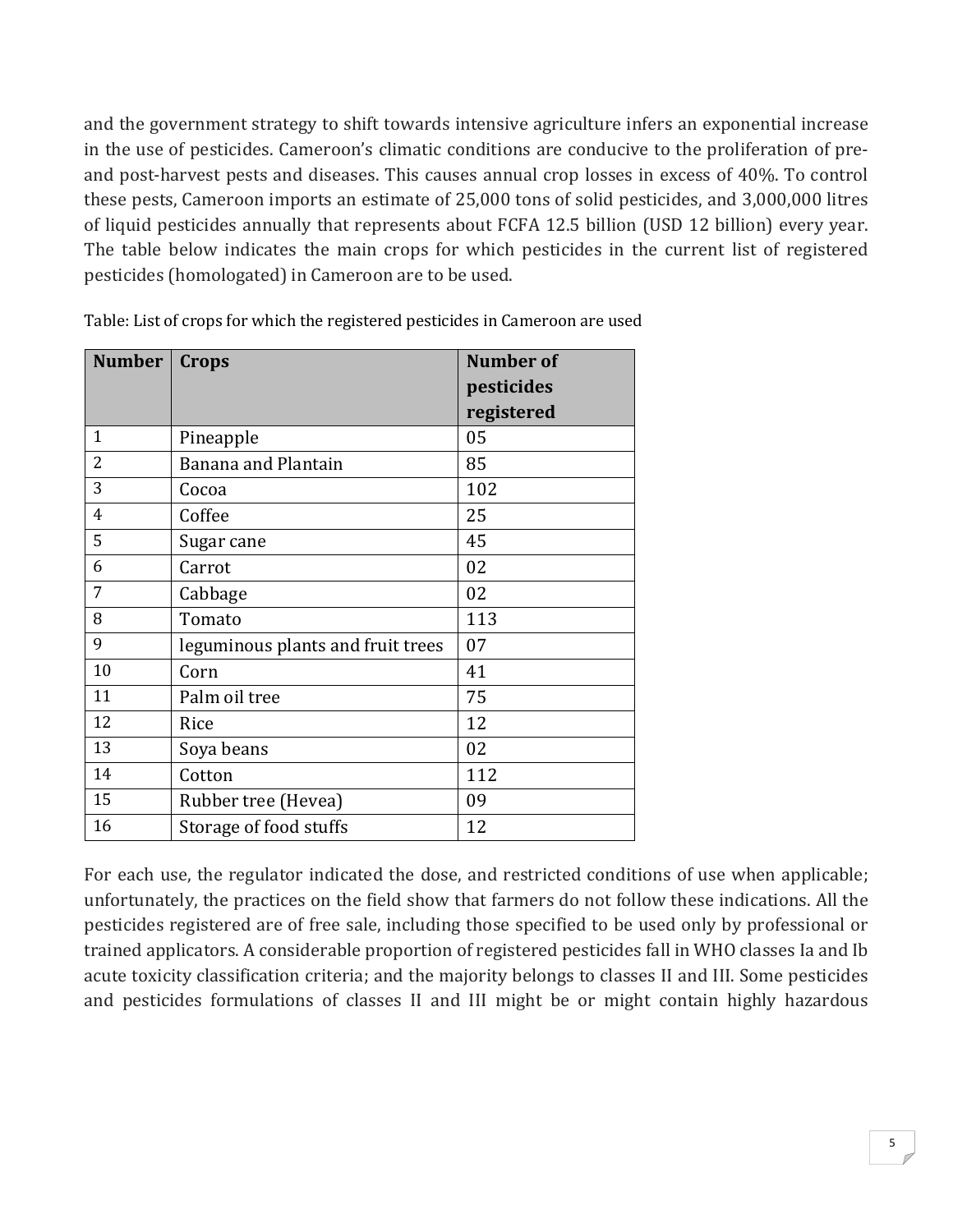and the government strategy to shift towards intensive agriculture infers an exponential increase in the use of pesticides. Cameroon's climatic conditions are conducive to the proliferation of pre- and post-harvest pests and diseases. This causes annual crop losses in excess of 40%. To control these pests, Cameroon imports an estimate of 25,000 tons of solid pesticides, and 3,000,000 litres of liquid pesticides annually that represents about FCFA 12.5 billion (USD 12 billion) every year. The table below indicates the main crops for which pesticides in the current list of registered pesticides (homologated) in Cameroon are to be used.

Table: List of crops for which the registered pesticides in Cameroon are used

| Number | Crops | Number of pesticides registered |
|---|---|---|
| 1 | Pineapple | 05 |
| 2 | Banana and Plantain | 85 |
| 3 | Cocoa | 102 |
| 4 | Coffee | 25 |
| 5 | Sugar cane | 45 |
| 6 | Carrot | 02 |
| 7 | Cabbage | 02 |
| 8 | Tomato | 113 |
| 9 | leguminous plants and fruit trees | 07 |
| 10 | Corn | 41 |
| 11 | Palm oil tree | 75 |
| 12 | Rice | 12 |
| 13 | Soya beans | 02 |
| 14 | Cotton | 112 |
| 15 | Rubber tree (Hevea) | 09 |
| 16 | Storage of food stuffs | 12 |

For each use, the regulator indicated the dose, and restricted conditions of use when applicable; unfortunately, the practices on the field show that farmers do not follow these indications. All the pesticides registered are of free sale, including those specified to be used only by professional or trained applicators. A considerable proportion of registered pesticides fall in WHO classes Ia and Ib acute toxicity classification criteria; and the majority belongs to classes II and III. Some pesticides and pesticides formulations of classes II and III might be or might contain highly hazardous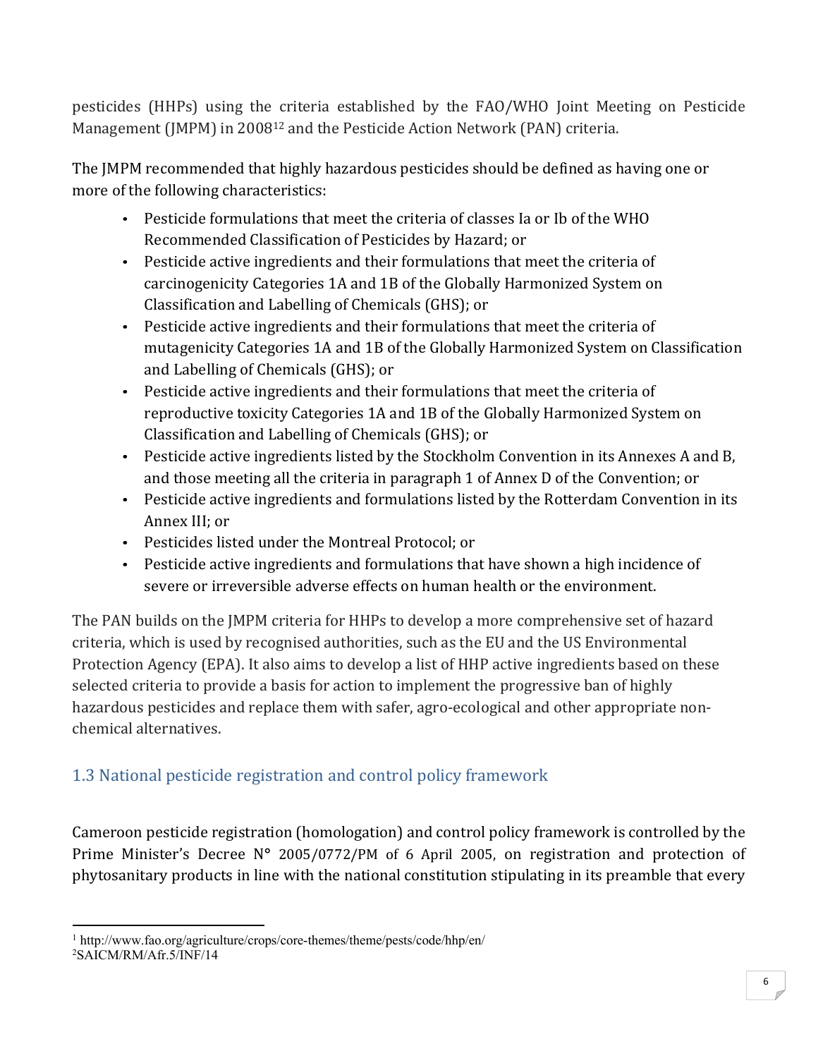pesticides (HHPs) using the criteria established by the FAO/WHO Joint Meeting on Pesticide Management (JMPM) in 2008[1,2] and the Pesticide Action Network (PAN) criteria.

The JMPM recommended that highly hazardous pesticides should be defined as having one or more of the following characteristics:

- Pesticide formulations that meet the criteria of classes Ia or Ib of the WHO Recommended Classification of Pesticides by Hazard; or
- Pesticide active ingredients and their formulations that meet the criteria of carcinogenicity Categories 1A and 1B of the Globally Harmonized System on Classification and Labelling of Chemicals (GHS); or
- Pesticide active ingredients and their formulations that meet the criteria of mutagenicity Categories 1A and 1B of the Globally Harmonized System on Classification and Labelling of Chemicals (GHS); or
- Pesticide active ingredients and their formulations that meet the criteria of reproductive toxicity Categories 1A and 1B of the Globally Harmonized System on Classification and Labelling of Chemicals (GHS); or
- Pesticide active ingredients listed by the Stockholm Convention in its Annexes A and B, and those meeting all the criteria in paragraph 1 of Annex D of the Convention; or
- Pesticide active ingredients and formulations listed by the Rotterdam Convention in its Annex III; or
- Pesticides listed under the Montreal Protocol; or
- Pesticide active ingredients and formulations that have shown a high incidence of severe or irreversible adverse effects on human health or the environment.

The PAN builds on the JMPM criteria for HHPs to develop a more comprehensive set of hazard criteria, which is used by recognised authorities, such as the EU and the US Environmental Protection Agency (EPA). It also aims to develop a list of HHP active ingredients based on these selected criteria to provide a basis for action to implement the progressive ban of highly hazardous pesticides and replace them with safer, agro-ecological and other appropriate non-chemical alternatives.

## 1.3 National pesticide registration and control policy framework

Cameroon pesticide registration (homologation) and control policy framework is controlled by the Prime Minister's Decree N° 2005/0772/PM of 6 April 2005, on registration and protection of phytosanitary products in line with the national constitution stipulating in its preamble that every

---

[1] http://www.fao.org/agriculture/crops/core-themes/theme/pests/code/hhp/en/

[2] SAICM/RM/Afr.5/INF/14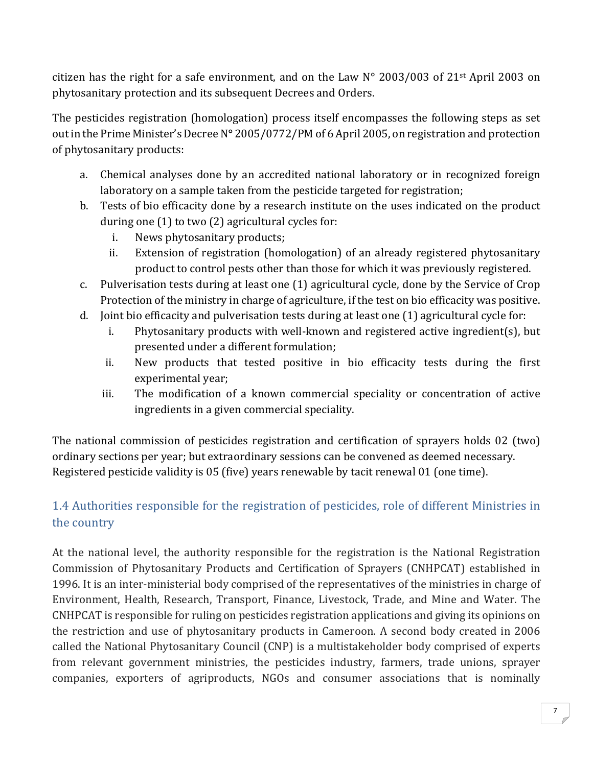citizen has the right for a safe environment, and on the Law N° 2003/003 of 21st April 2003 on phytosanitary protection and its subsequent Decrees and Orders.

The pesticides registration (homologation) process itself encompasses the following steps as set out in the Prime Minister's Decree N° 2005/0772/PM of 6 April 2005, on registration and protection of phytosanitary products:

a. Chemical analyses done by an accredited national laboratory or in recognized foreign laboratory on a sample taken from the pesticide targeted for registration;
b. Tests of bio efficacity done by a research institute on the uses indicated on the product during one (1) to two (2) agricultural cycles for:
   i. News phytosanitary products;
   ii. Extension of registration (homologation) of an already registered phytosanitary product to control pests other than those for which it was previously registered.
c. Pulverisation tests during at least one (1) agricultural cycle, done by the Service of Crop Protection of the ministry in charge of agriculture, if the test on bio efficacity was positive.
d. Joint bio efficacity and pulverisation tests during at least one (1) agricultural cycle for:
   i. Phytosanitary products with well-known and registered active ingredient(s), but presented under a different formulation;
   ii. New products that tested positive in bio efficacity tests during the first experimental year;
   iii. The modification of a known commercial speciality or concentration of active ingredients in a given commercial speciality.

The national commission of pesticides registration and certification of sprayers holds 02 (two) ordinary sections per year; but extraordinary sessions can be convened as deemed necessary. Registered pesticide validity is 05 (five) years renewable by tacit renewal 01 (one time).

## 1.4 Authorities responsible for the registration of pesticides, role of different Ministries in the country

At the national level, the authority responsible for the registration is the National Registration Commission of Phytosanitary Products and Certification of Sprayers (CNHPCAT) established in 1996. It is an inter-ministerial body comprised of the representatives of the ministries in charge of Environment, Health, Research, Transport, Finance, Livestock, Trade, and Mine and Water. The CNHPCAT is responsible for ruling on pesticides registration applications and giving its opinions on the restriction and use of phytosanitary products in Cameroon. A second body created in 2006 called the National Phytosanitary Council (CNP) is a multistakeholder body comprised of experts from relevant government ministries, the pesticides industry, farmers, trade unions, sprayer companies, exporters of agriproducts, NGOs and consumer associations that is nominally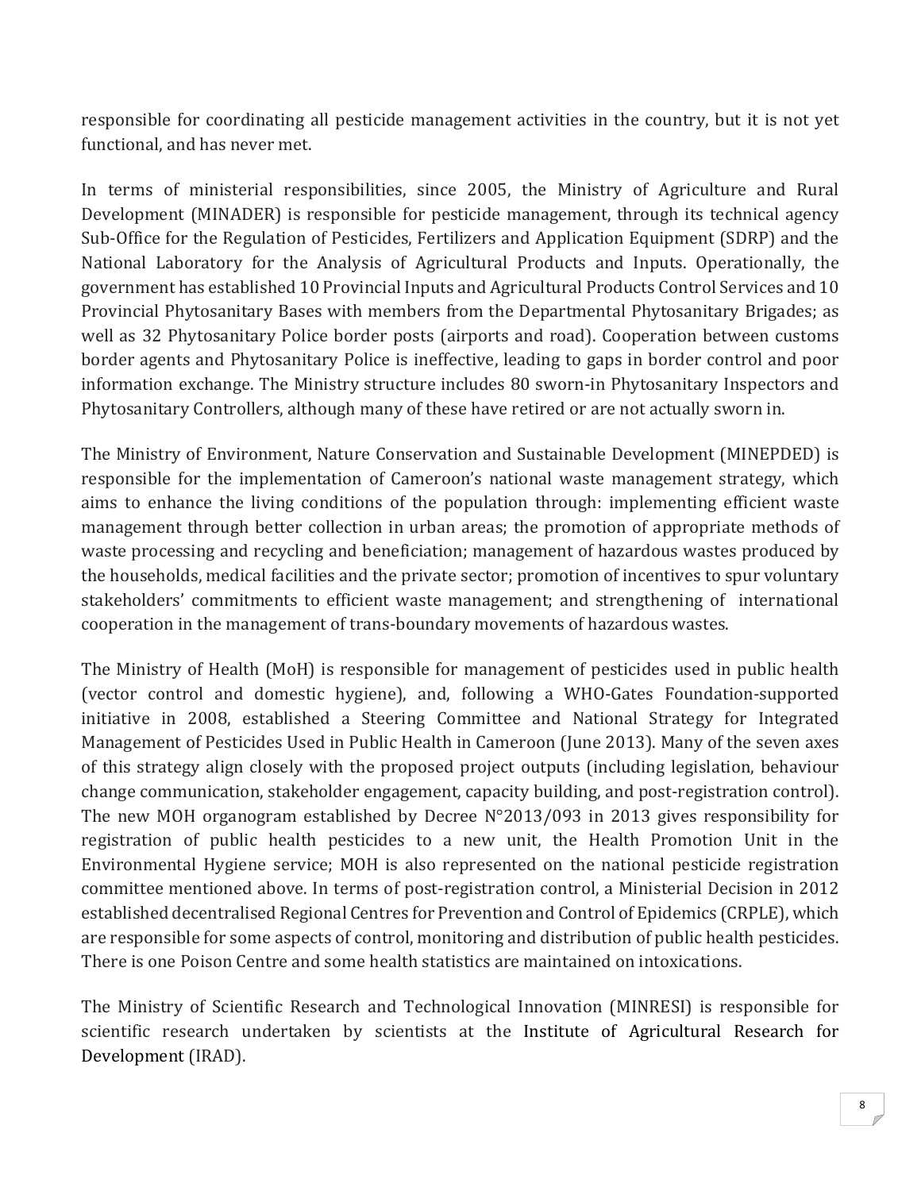responsible for coordinating all pesticide management activities in the country, but it is not yet functional, and has never met.

In terms of ministerial responsibilities, since 2005, the Ministry of Agriculture and Rural Development (MINADER) is responsible for pesticide management, through its technical agency Sub-Office for the Regulation of Pesticides, Fertilizers and Application Equipment (SDRP) and the National Laboratory for the Analysis of Agricultural Products and Inputs. Operationally, the government has established 10 Provincial Inputs and Agricultural Products Control Services and 10 Provincial Phytosanitary Bases with members from the Departmental Phytosanitary Brigades; as well as 32 Phytosanitary Police border posts (airports and road). Cooperation between customs border agents and Phytosanitary Police is ineffective, leading to gaps in border control and poor information exchange. The Ministry structure includes 80 sworn-in Phytosanitary Inspectors and Phytosanitary Controllers, although many of these have retired or are not actually sworn in.

The Ministry of Environment, Nature Conservation and Sustainable Development (MINEPDED) is responsible for the implementation of Cameroon's national waste management strategy, which aims to enhance the living conditions of the population through: implementing efficient waste management through better collection in urban areas; the promotion of appropriate methods of waste processing and recycling and beneficiation; management of hazardous wastes produced by the households, medical facilities and the private sector; promotion of incentives to spur voluntary stakeholders' commitments to efficient waste management; and strengthening of international cooperation in the management of trans-boundary movements of hazardous wastes.

The Ministry of Health (MoH) is responsible for management of pesticides used in public health (vector control and domestic hygiene), and, following a WHO-Gates Foundation-supported initiative in 2008, established a Steering Committee and National Strategy for Integrated Management of Pesticides Used in Public Health in Cameroon (June 2013). Many of the seven axes of this strategy align closely with the proposed project outputs (including legislation, behaviour change communication, stakeholder engagement, capacity building, and post-registration control). The new MOH organogram established by Decree N°2013/093 in 2013 gives responsibility for registration of public health pesticides to a new unit, the Health Promotion Unit in the Environmental Hygiene service; MOH is also represented on the national pesticide registration committee mentioned above. In terms of post-registration control, a Ministerial Decision in 2012 established decentralised Regional Centres for Prevention and Control of Epidemics (CRPLE), which are responsible for some aspects of control, monitoring and distribution of public health pesticides. There is one Poison Centre and some health statistics are maintained on intoxications.

The Ministry of Scientific Research and Technological Innovation (MINRESI) is responsible for scientific research undertaken by scientists at the Institute of Agricultural Research for Development (IRAD).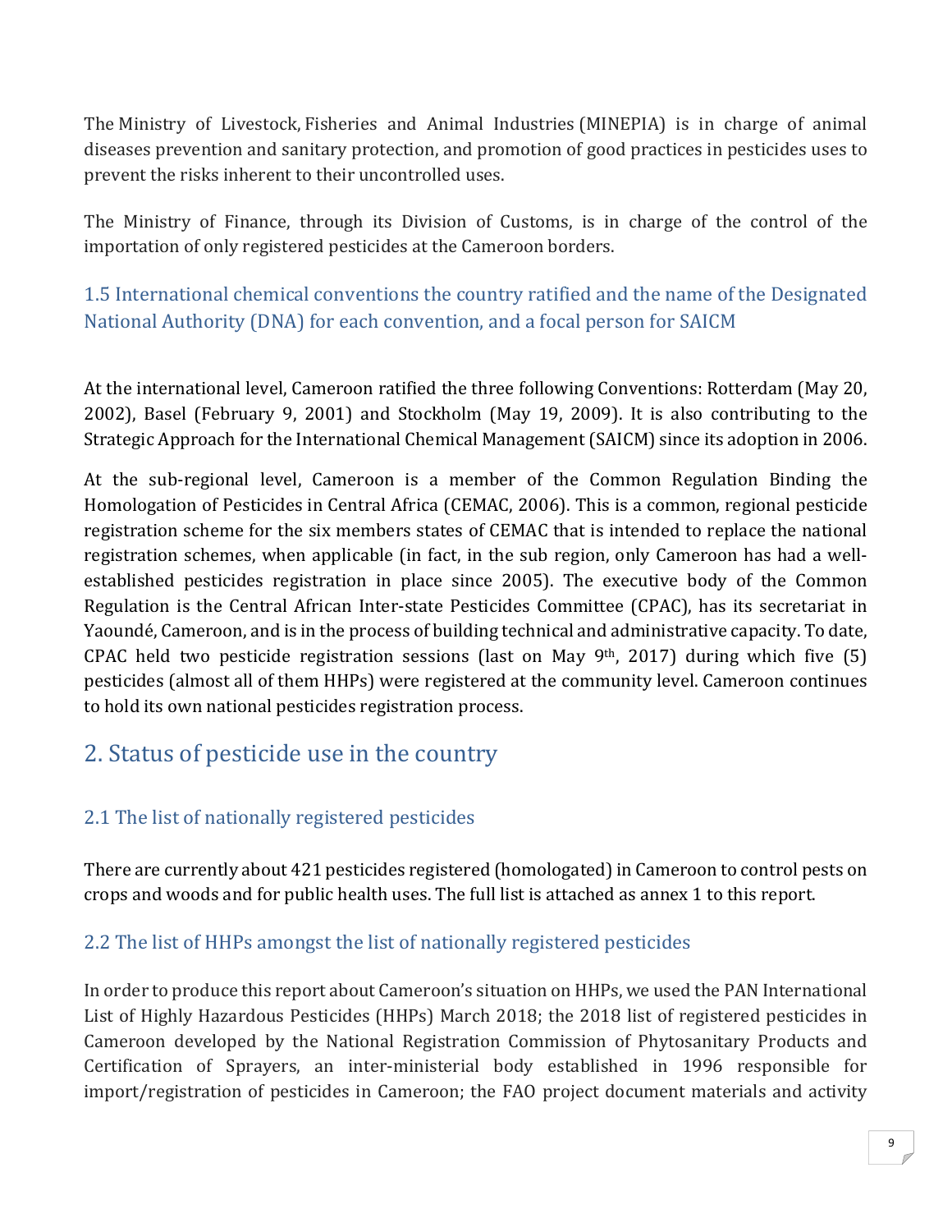The Ministry of Livestock, Fisheries and Animal Industries (MINEPIA) is in charge of animal diseases prevention and sanitary protection, and promotion of good practices in pesticides uses to prevent the risks inherent to their uncontrolled uses.

The Ministry of Finance, through its Division of Customs, is in charge of the control of the importation of only registered pesticides at the Cameroon borders.

### 1.5 International chemical conventions the country ratified and the name of the Designated National Authority (DNA) for each convention, and a focal person for SAICM

At the international level, Cameroon ratified the three following Conventions: Rotterdam (May 20, 2002), Basel (February 9, 2001) and Stockholm (May 19, 2009). It is also contributing to the Strategic Approach for the International Chemical Management (SAICM) since its adoption in 2006.

At the sub-regional level, Cameroon is a member of the Common Regulation Binding the Homologation of Pesticides in Central Africa (CEMAC, 2006). This is a common, regional pesticide registration scheme for the six members states of CEMAC that is intended to replace the national registration schemes, when applicable (in fact, in the sub region, only Cameroon has had a well-established pesticides registration in place since 2005). The executive body of the Common Regulation is the Central African Inter-state Pesticides Committee (CPAC), has its secretariat in Yaoundé, Cameroon, and is in the process of building technical and administrative capacity. To date, CPAC held two pesticide registration sessions (last on May 9th, 2017) during which five (5) pesticides (almost all of them HHPs) were registered at the community level. Cameroon continues to hold its own national pesticides registration process.

## 2. Status of pesticide use in the country

### 2.1 The list of nationally registered pesticides

There are currently about 421 pesticides registered (homologated) in Cameroon to control pests on crops and woods and for public health uses. The full list is attached as annex 1 to this report.

### 2.2 The list of HHPs amongst the list of nationally registered pesticides

In order to produce this report about Cameroon's situation on HHPs, we used the PAN International List of Highly Hazardous Pesticides (HHPs) March 2018; the 2018 list of registered pesticides in Cameroon developed by the National Registration Commission of Phytosanitary Products and Certification of Sprayers, an inter-ministerial body established in 1996 responsible for import/registration of pesticides in Cameroon; the FAO project document materials and activity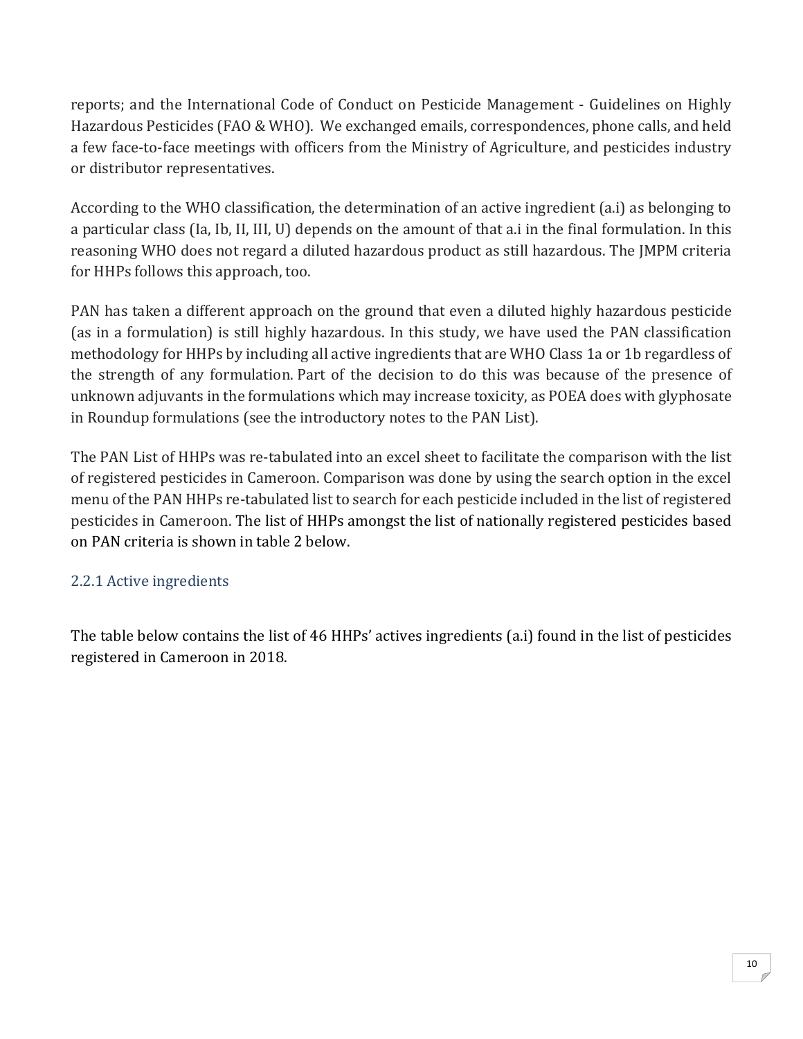reports; and the International Code of Conduct on Pesticide Management - Guidelines on Highly Hazardous Pesticides (FAO & WHO). We exchanged emails, correspondences, phone calls, and held a few face-to-face meetings with officers from the Ministry of Agriculture, and pesticides industry or distributor representatives.

According to the WHO classification, the determination of an active ingredient (a.i) as belonging to a particular class (Ia, Ib, II, III, U) depends on the amount of that a.i in the final formulation. In this reasoning WHO does not regard a diluted hazardous product as still hazardous. The JMPM criteria for HHPs follows this approach, too.

PAN has taken a different approach on the ground that even a diluted highly hazardous pesticide (as in a formulation) is still highly hazardous. In this study, we have used the PAN classification methodology for HHPs by including all active ingredients that are WHO Class 1a or 1b regardless of the strength of any formulation. Part of the decision to do this was because of the presence of unknown adjuvants in the formulations which may increase toxicity, as POEA does with glyphosate in Roundup formulations (see the introductory notes to the PAN List).

The PAN List of HHPs was re-tabulated into an excel sheet to facilitate the comparison with the list of registered pesticides in Cameroon. Comparison was done by using the search option in the excel menu of the PAN HHPs re-tabulated list to search for each pesticide included in the list of registered pesticides in Cameroon. The list of HHPs amongst the list of nationally registered pesticides based on PAN criteria is shown in table 2 below.

### 2.2.1 Active ingredients

The table below contains the list of 46 HHPs' actives ingredients (a.i) found in the list of pesticides registered in Cameroon in 2018.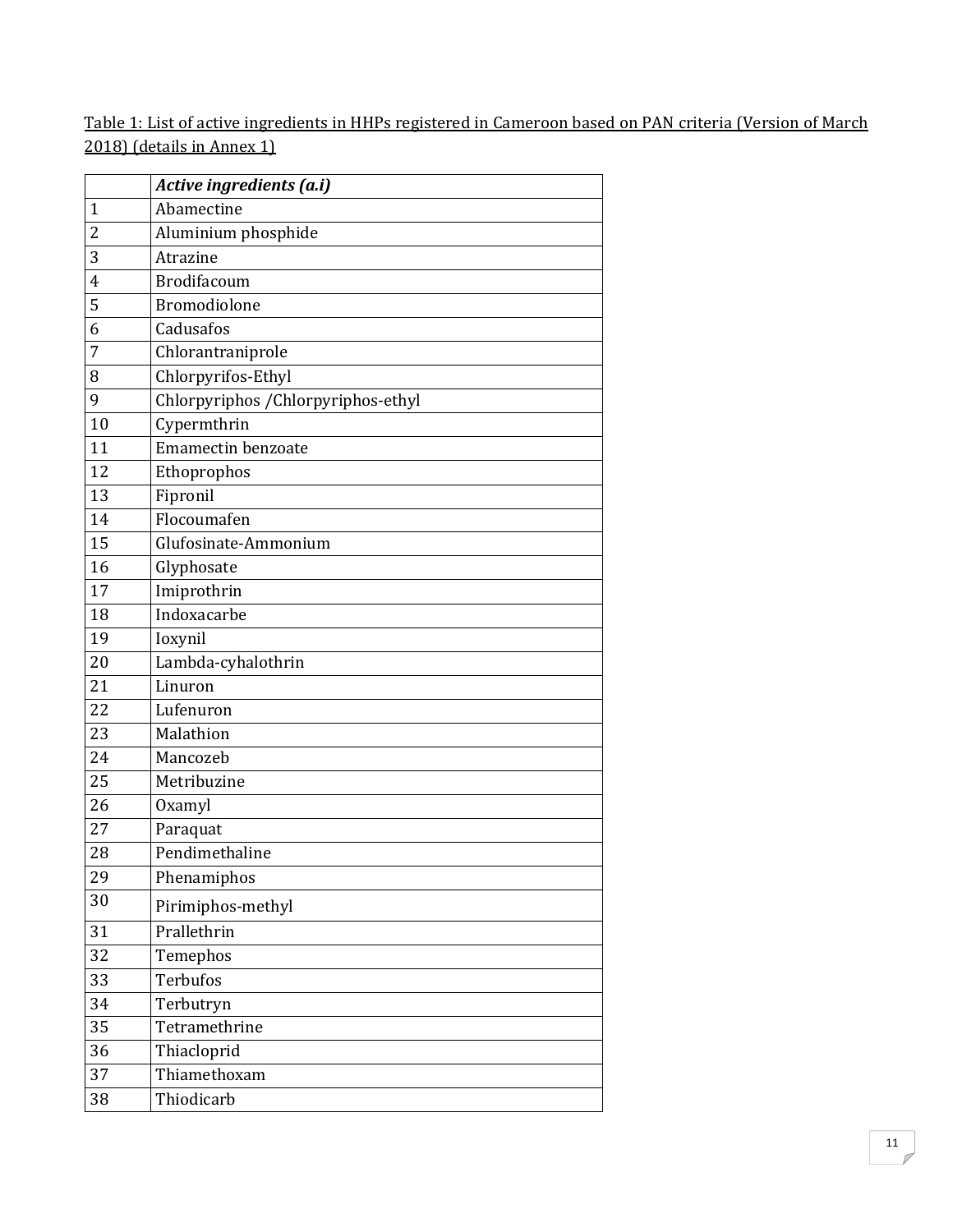Table 1: List of active ingredients in HHPs registered in Cameroon based on PAN criteria (Version of March 2018) (details in Annex 1)

| | ***Active ingredients (a.i)*** |
|---|---|
| 1 | Abamectine |
| 2 | Aluminium phosphide |
| 3 | Atrazine |
| 4 | Brodifacoum |
| 5 | Bromodiolone |
| 6 | Cadusafos |
| 7 | Chlorantraniprole |
| 8 | Chlorpyrifos-Ethyl |
| 9 | Chlorpyriphos /Chlorpyriphos-ethyl |
| 10 | Cypermthrin |
| 11 | Emamectin benzoate |
| 12 | Ethoprophos |
| 13 | Fipronil |
| 14 | Flocoumafen |
| 15 | Glufosinate-Ammonium |
| 16 | Glyphosate |
| 17 | Imiprothrin |
| 18 | Indoxacarbe |
| 19 | Ioxynil |
| 20 | Lambda-cyhalothrin |
| 21 | Linuron |
| 22 | Lufenuron |
| 23 | Malathion |
| 24 | Mancozeb |
| 25 | Metribuzine |
| 26 | Oxamyl |
| 27 | Paraquat |
| 28 | Pendimethaline |
| 29 | Phenamiphos |
| 30 | Pirimiphos-methyl |
| 31 | Prallethrin |
| 32 | Temephos |
| 33 | Terbufos |
| 34 | Terbutryn |
| 35 | Tetramethrine |
| 36 | Thiacloprid |
| 37 | Thiamethoxam |
| 38 | Thiodicarb |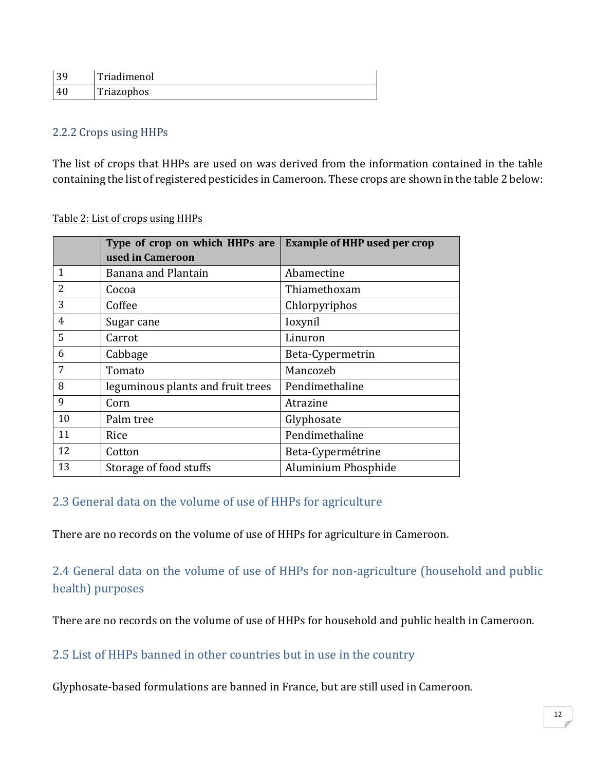| 39 | Triadimenol |
|---|---|
| 40 | Triazophos |

### 2.2.2 Crops using HHPs

The list of crops that HHPs are used on was derived from the information contained in the table containing the list of registered pesticides in Cameroon. These crops are shown in the table 2 below:

Table 2: List of crops using HHPs

| | **Type of crop on which HHPs are used in Cameroon** | **Example of HHP used per crop** |
|---|---|---|
| 1 | Banana and Plantain | Abamectine |
| 2 | Cocoa | Thiamethoxam |
| 3 | Coffee | Chlorpyriphos |
| 4 | Sugar cane | Ioxynil |
| 5 | Carrot | Linuron |
| 6 | Cabbage | Beta-Cypermetrin |
| 7 | Tomato | Mancozeb |
| 8 | leguminous plants and fruit trees | Pendimethaline |
| 9 | Corn | Atrazine |
| 10 | Palm tree | Glyphosate |
| 11 | Rice | Pendimethaline |
| 12 | Cotton | Beta-Cypermétrine |
| 13 | Storage of food stuffs | Aluminium Phosphide |

## 2.3 General data on the volume of use of HHPs for agriculture

There are no records on the volume of use of HHPs for agriculture in Cameroon.

## 2.4 General data on the volume of use of HHPs for non-agriculture (household and public health) purposes

There are no records on the volume of use of HHPs for household and public health in Cameroon.

## 2.5 List of HHPs banned in other countries but in use in the country

Glyphosate-based formulations are banned in France, but are still used in Cameroon.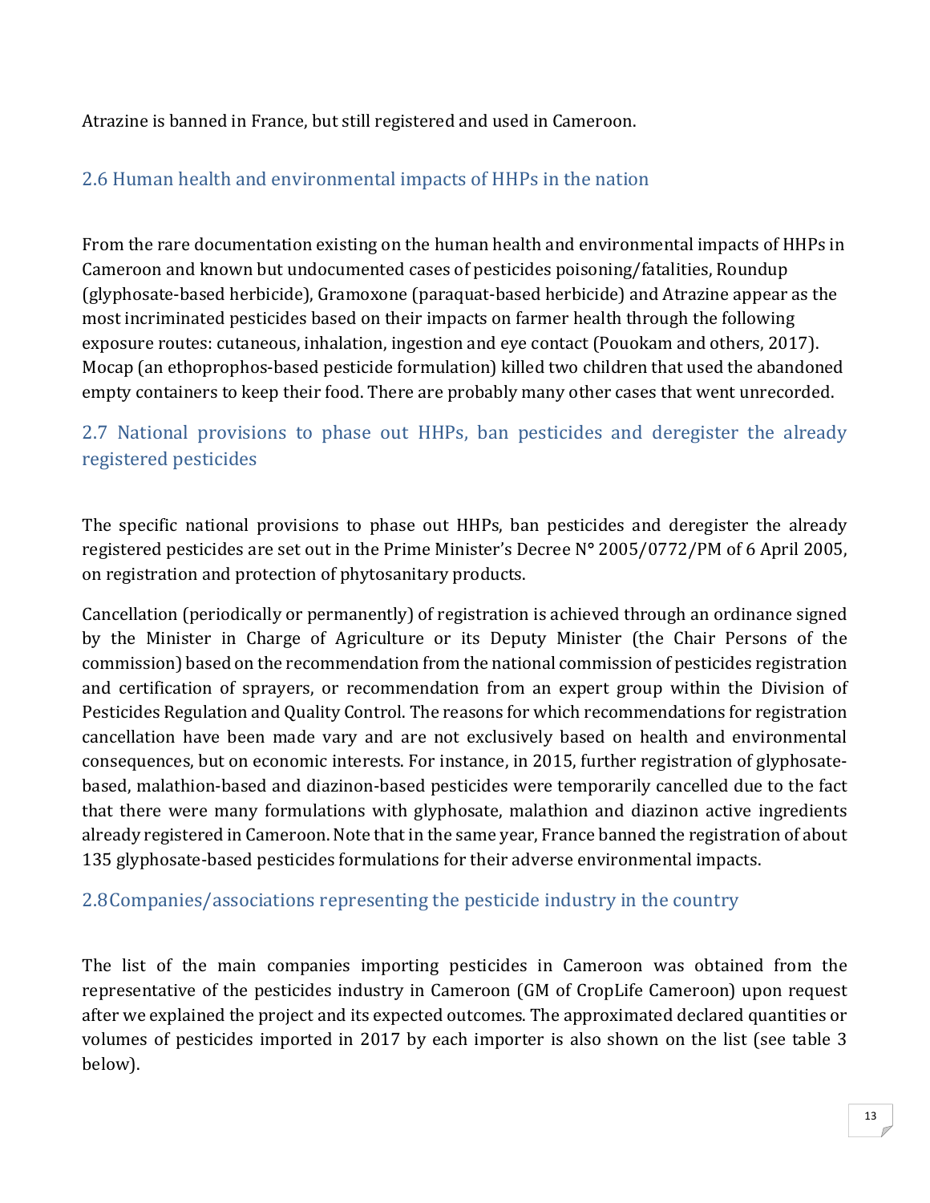Atrazine is banned in France, but still registered and used in Cameroon.

## 2.6 Human health and environmental impacts of HHPs in the nation

From the rare documentation existing on the human health and environmental impacts of HHPs in Cameroon and known but undocumented cases of pesticides poisoning/fatalities, Roundup (glyphosate-based herbicide), Gramoxone (paraquat-based herbicide) and Atrazine appear as the most incriminated pesticides based on their impacts on farmer health through the following exposure routes: cutaneous, inhalation, ingestion and eye contact (Pouokam and others, 2017). Mocap (an ethoprophos-based pesticide formulation) killed two children that used the abandoned empty containers to keep their food. There are probably many other cases that went unrecorded.

## 2.7 National provisions to phase out HHPs, ban pesticides and deregister the already registered pesticides

The specific national provisions to phase out HHPs, ban pesticides and deregister the already registered pesticides are set out in the Prime Minister's Decree N° 2005/0772/PM of 6 April 2005, on registration and protection of phytosanitary products.

Cancellation (periodically or permanently) of registration is achieved through an ordinance signed by the Minister in Charge of Agriculture or its Deputy Minister (the Chair Persons of the commission) based on the recommendation from the national commission of pesticides registration and certification of sprayers, or recommendation from an expert group within the Division of Pesticides Regulation and Quality Control. The reasons for which recommendations for registration cancellation have been made vary and are not exclusively based on health and environmental consequences, but on economic interests. For instance, in 2015, further registration of glyphosate-based, malathion-based and diazinon-based pesticides were temporarily cancelled due to the fact that there were many formulations with glyphosate, malathion and diazinon active ingredients already registered in Cameroon. Note that in the same year, France banned the registration of about 135 glyphosate-based pesticides formulations for their adverse environmental impacts.

## 2.8 Companies/associations representing the pesticide industry in the country

The list of the main companies importing pesticides in Cameroon was obtained from the representative of the pesticides industry in Cameroon (GM of CropLife Cameroon) upon request after we explained the project and its expected outcomes. The approximated declared quantities or volumes of pesticides imported in 2017 by each importer is also shown on the list (see table 3 below).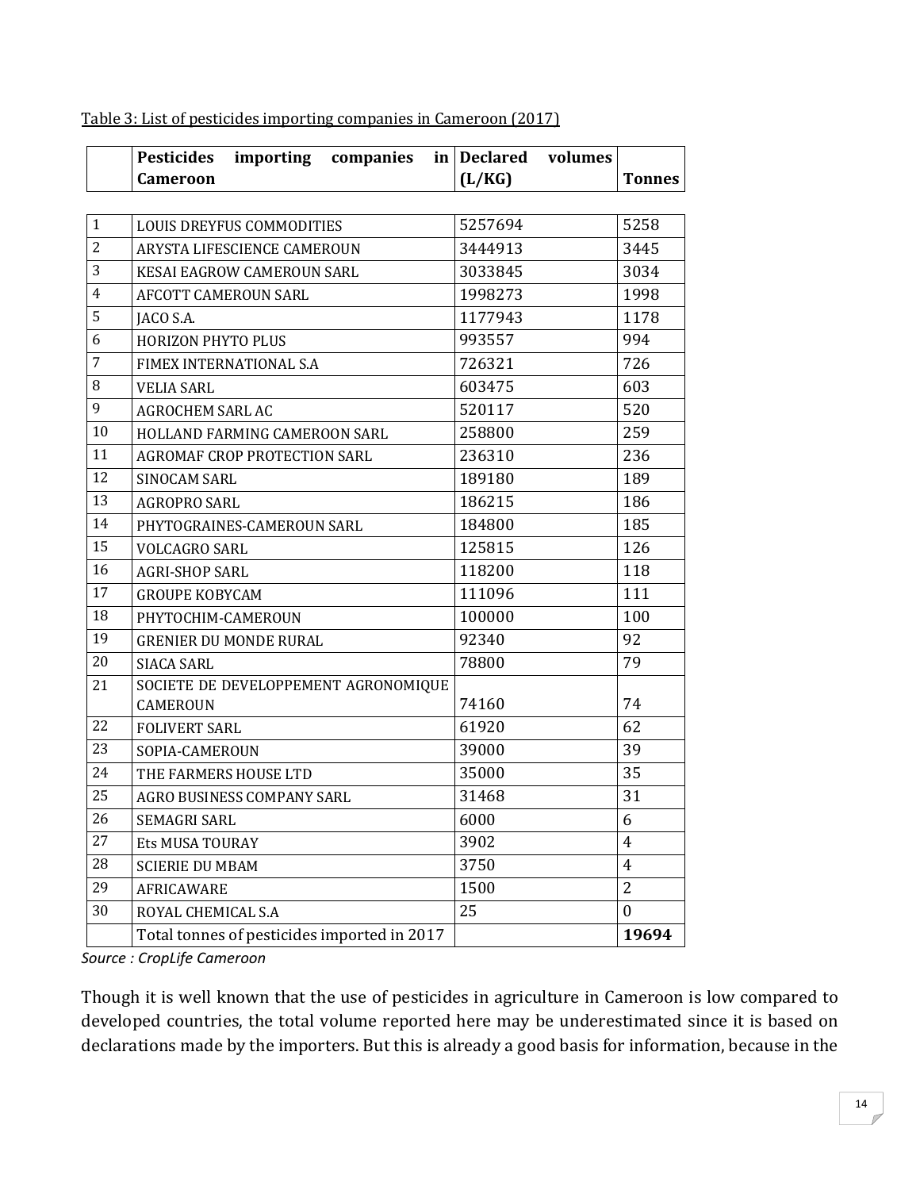Table 3: List of pesticides importing companies in Cameroon (2017)

| | Pesticides importing companies in Cameroon | Declared volumes (L/KG) | Tonnes |
|---|---|---|---|
| 1 | LOUIS DREYFUS COMMODITIES | 5257694 | 5258 |
| 2 | ARYSTA LIFESCIENCE CAMEROUN | 3444913 | 3445 |
| 3 | KESAI EAGROW CAMEROUN SARL | 3033845 | 3034 |
| 4 | AFCOTT CAMEROUN SARL | 1998273 | 1998 |
| 5 | JACO S.A. | 1177943 | 1178 |
| 6 | HORIZON PHYTO PLUS | 993557 | 994 |
| 7 | FIMEX INTERNATIONAL S.A | 726321 | 726 |
| 8 | VELIA SARL | 603475 | 603 |
| 9 | AGROCHEM SARL AC | 520117 | 520 |
| 10 | HOLLAND FARMING CAMEROON SARL | 258800 | 259 |
| 11 | AGROMAF CROP PROTECTION SARL | 236310 | 236 |
| 12 | SINOCAM SARL | 189180 | 189 |
| 13 | AGROPRO SARL | 186215 | 186 |
| 14 | PHYTOGRAINES-CAMEROUN SARL | 184800 | 185 |
| 15 | VOLCAGRO SARL | 125815 | 126 |
| 16 | AGRI-SHOP SARL | 118200 | 118 |
| 17 | GROUPE KOBYCAM | 111096 | 111 |
| 18 | PHYTOCHIM-CAMEROUN | 100000 | 100 |
| 19 | GRENIER DU MONDE RURAL | 92340 | 92 |
| 20 | SIACA SARL | 78800 | 79 |
| 21 | SOCIETE DE DEVELOPPEMENT AGRONOMIQUE CAMEROUN | 74160 | 74 |
| 22 | FOLIVERT SARL | 61920 | 62 |
| 23 | SOPIA-CAMEROUN | 39000 | 39 |
| 24 | THE FARMERS HOUSE LTD | 35000 | 35 |
| 25 | AGRO BUSINESS COMPANY SARL | 31468 | 31 |
| 26 | SEMAGRI SARL | 6000 | 6 |
| 27 | Ets MUSA TOURAY | 3902 | 4 |
| 28 | SCIERIE DU MBAM | 3750 | 4 |
| 29 | AFRICAWARE | 1500 | 2 |
| 30 | ROYAL CHEMICAL S.A | 25 | 0 |
| | Total tonnes of pesticides imported in 2017 | | **19694** |

*Source : CropLife Cameroon*

Though it is well known that the use of pesticides in agriculture in Cameroon is low compared to developed countries, the total volume reported here may be underestimated since it is based on declarations made by the importers. But this is already a good basis for information, because in the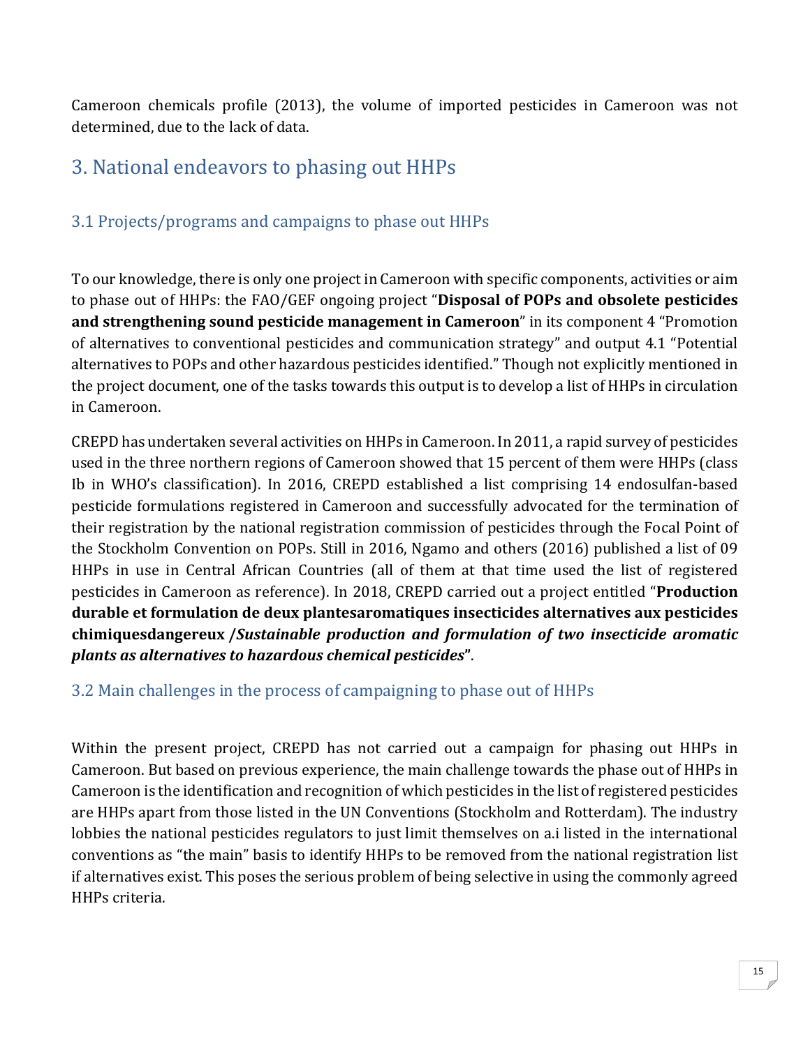Cameroon chemicals profile (2013), the volume of imported pesticides in Cameroon was not determined, due to the lack of data.

# 3. National endeavors to phasing out HHPs

## 3.1 Projects/programs and campaigns to phase out HHPs

To our knowledge, there is only one project in Cameroon with specific components, activities or aim to phase out of HHPs: the FAO/GEF ongoing project "**Disposal of POPs and obsolete pesticides and strengthening sound pesticide management in Cameroon**" in its component 4 "Promotion of alternatives to conventional pesticides and communication strategy" and output 4.1 "Potential alternatives to POPs and other hazardous pesticides identified." Though not explicitly mentioned in the project document, one of the tasks towards this output is to develop a list of HHPs in circulation in Cameroon.

CREPD has undertaken several activities on HHPs in Cameroon. In 2011, a rapid survey of pesticides used in the three northern regions of Cameroon showed that 15 percent of them were HHPs (class Ib in WHO's classification). In 2016, CREPD established a list comprising 14 endosulfan-based pesticide formulations registered in Cameroon and successfully advocated for the termination of their registration by the national registration commission of pesticides through the Focal Point of the Stockholm Convention on POPs. Still in 2016, Ngamo and others (2016) published a list of 09 HHPs in use in Central African Countries (all of them at that time used the list of registered pesticides in Cameroon as reference). In 2018, CREPD carried out a project entitled "**Production durable et formulation de deux plantesaromatiques insecticides alternatives aux pesticides chimiquesdangereux /*Sustainable production and formulation of two insecticide aromatic plants as alternatives to hazardous chemical pesticides***".

## 3.2 Main challenges in the process of campaigning to phase out of HHPs

Within the present project, CREPD has not carried out a campaign for phasing out HHPs in Cameroon. But based on previous experience, the main challenge towards the phase out of HHPs in Cameroon is the identification and recognition of which pesticides in the list of registered pesticides are HHPs apart from those listed in the UN Conventions (Stockholm and Rotterdam). The industry lobbies the national pesticides regulators to just limit themselves on a.i listed in the international conventions as "the main" basis to identify HHPs to be removed from the national registration list if alternatives exist. This poses the serious problem of being selective in using the commonly agreed HHPs criteria.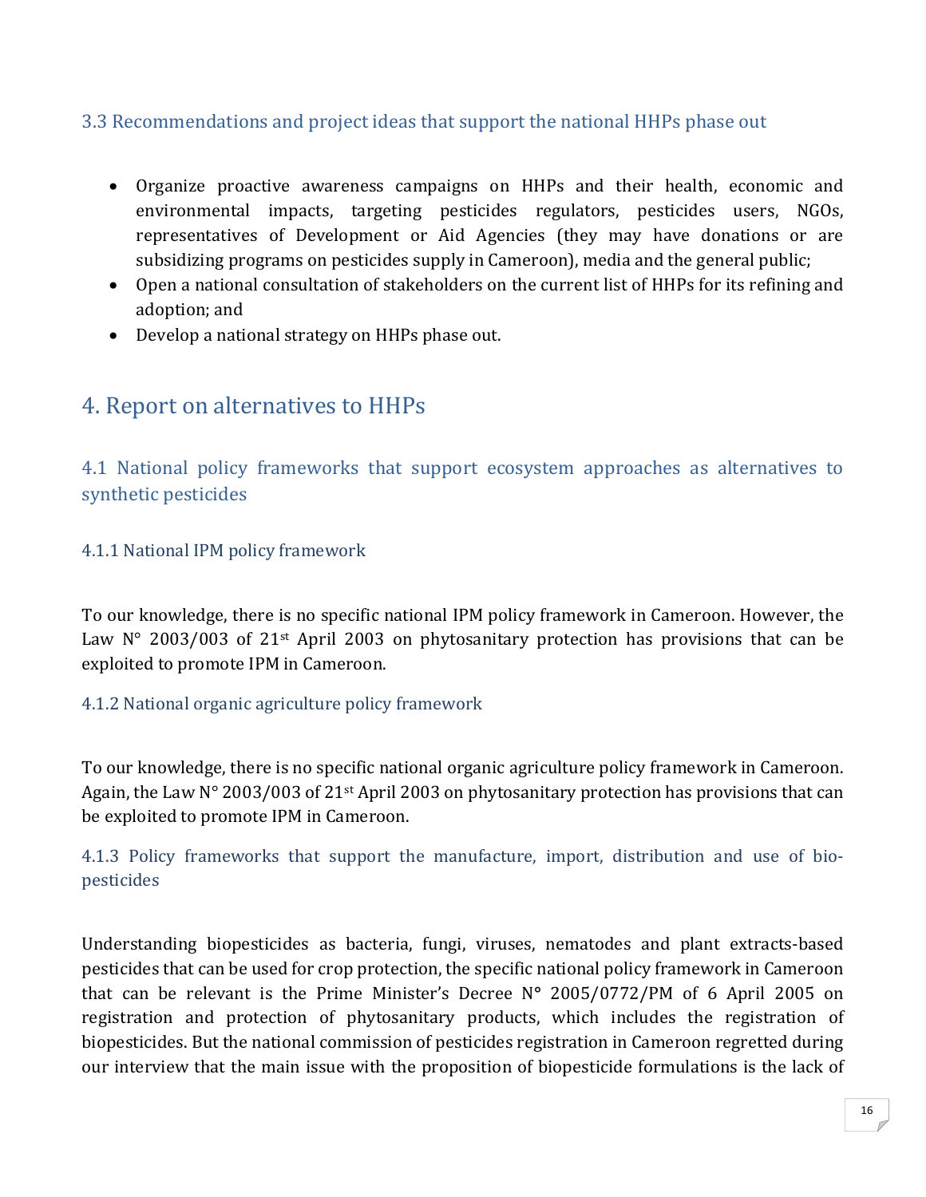### 3.3 Recommendations and project ideas that support the national HHPs phase out

- Organize proactive awareness campaigns on HHPs and their health, economic and environmental impacts, targeting pesticides regulators, pesticides users, NGOs, representatives of Development or Aid Agencies (they may have donations or are subsidizing programs on pesticides supply in Cameroon), media and the general public;
- Open a national consultation of stakeholders on the current list of HHPs for its refining and adoption; and
- Develop a national strategy on HHPs phase out.

# 4. Report on alternatives to HHPs

## 4.1 National policy frameworks that support ecosystem approaches as alternatives to synthetic pesticides

### 4.1.1 National IPM policy framework

To our knowledge, there is no specific national IPM policy framework in Cameroon. However, the Law N° 2003/003 of 21st April 2003 on phytosanitary protection has provisions that can be exploited to promote IPM in Cameroon.

### 4.1.2 National organic agriculture policy framework

To our knowledge, there is no specific national organic agriculture policy framework in Cameroon. Again, the Law N° 2003/003 of 21st April 2003 on phytosanitary protection has provisions that can be exploited to promote IPM in Cameroon.

### 4.1.3 Policy frameworks that support the manufacture, import, distribution and use of bio-pesticides

Understanding biopesticides as bacteria, fungi, viruses, nematodes and plant extracts-based pesticides that can be used for crop protection, the specific national policy framework in Cameroon that can be relevant is the Prime Minister's Decree N° 2005/0772/PM of 6 April 2005 on registration and protection of phytosanitary products, which includes the registration of biopesticides. But the national commission of pesticides registration in Cameroon regretted during our interview that the main issue with the proposition of biopesticide formulations is the lack of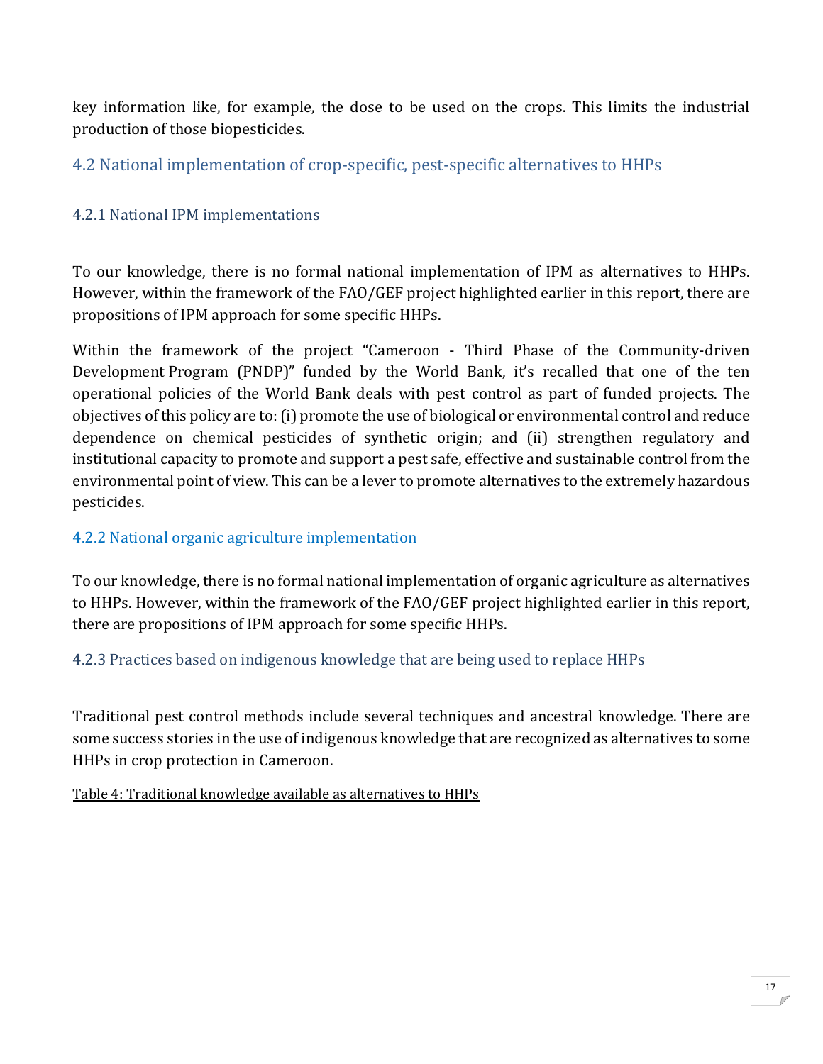key information like, for example, the dose to be used on the crops. This limits the industrial production of those biopesticides.

## 4.2 National implementation of crop-specific, pest-specific alternatives to HHPs

### 4.2.1 National IPM implementations

To our knowledge, there is no formal national implementation of IPM as alternatives to HHPs. However, within the framework of the FAO/GEF project highlighted earlier in this report, there are propositions of IPM approach for some specific HHPs.

Within the framework of the project "Cameroon - Third Phase of the Community-driven Development Program (PNDP)" funded by the World Bank, it's recalled that one of the ten operational policies of the World Bank deals with pest control as part of funded projects. The objectives of this policy are to: (i) promote the use of biological or environmental control and reduce dependence on chemical pesticides of synthetic origin; and (ii) strengthen regulatory and institutional capacity to promote and support a pest safe, effective and sustainable control from the environmental point of view. This can be a lever to promote alternatives to the extremely hazardous pesticides.

### 4.2.2 National organic agriculture implementation

To our knowledge, there is no formal national implementation of organic agriculture as alternatives to HHPs. However, within the framework of the FAO/GEF project highlighted earlier in this report, there are propositions of IPM approach for some specific HHPs.

### 4.2.3 Practices based on indigenous knowledge that are being used to replace HHPs

Traditional pest control methods include several techniques and ancestral knowledge. There are some success stories in the use of indigenous knowledge that are recognized as alternatives to some HHPs in crop protection in Cameroon.

Table 4: Traditional knowledge available as alternatives to HHPs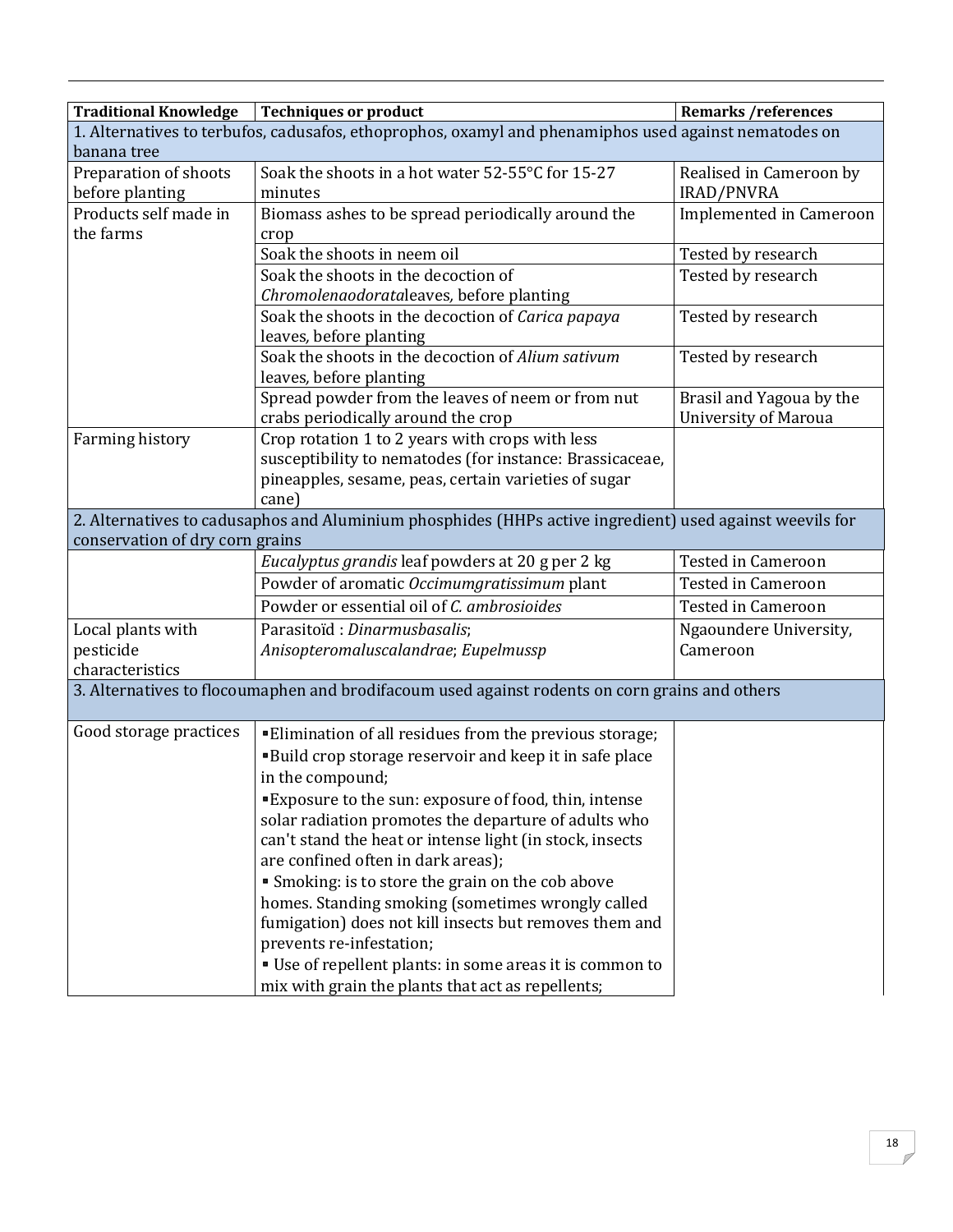| Traditional Knowledge | Techniques or product | Remarks /references |
|---|---|---|
| 1. Alternatives to terbufos, cadusafos, ethoprophos, oxamyl and phenamiphos used against nematodes on banana tree | | |
| Preparation of shoots before planting | Soak the shoots in a hot water 52-55°C for 15-27 minutes | Realised in Cameroon by IRAD/PNVRA |
| Products self made in the farms | Biomass ashes to be spread periodically around the crop | Implemented in Cameroon |
| | Soak the shoots in neem oil | Tested by research |
| | Soak the shoots in the decoction of *Chromolenaodorata*leaves, before planting | Tested by research |
| | Soak the shoots in the decoction of *Carica papaya* leaves, before planting | Tested by research |
| | Soak the shoots in the decoction of *Alium sativum* leaves, before planting | Tested by research |
| | Spread powder from the leaves of neem or from nut crabs periodically around the crop | Brasil and Yagoua by the University of Maroua |
| Farming history | Crop rotation 1 to 2 years with crops with less susceptibility to nematodes (for instance: Brassicaceae, pineapples, sesame, peas, certain varieties of sugar cane) | |
| 2. Alternatives to cadusaphos and Aluminium phosphides (HHPs active ingredient) used against weevils for conservation of dry corn grains | | |
| | *Eucalyptus grandis* leaf powders at 20 g per 2 kg | Tested in Cameroon |
| | Powder of aromatic *Occimumgratissimum* plant | Tested in Cameroon |
| | Powder or essential oil of *C. ambrosioides* | Tested in Cameroon |
| Local plants with pesticide characteristics | Parasitoïd : *Dinarmusbasalis*; *Anisopteromaluscalandrae*; *Eupelmussp* | Ngaoundere University, Cameroon |
| 3. Alternatives to flocoumaphen and brodifacoum used against rodents on corn grains and others | | |
| Good storage practices | ▪Elimination of all residues from the previous storage;<br>▪Build crop storage reservoir and keep it in safe place in the compound;<br>▪Exposure to the sun: exposure of food, thin, intense solar radiation promotes the departure of adults who can't stand the heat or intense light (in stock, insects are confined often in dark areas);<br>▪ Smoking: is to store the grain on the cob above homes. Standing smoking (sometimes wrongly called fumigation) does not kill insects but removes them and prevents re-infestation;<br>▪ Use of repellent plants: in some areas it is common to mix with grain the plants that act as repellents; | |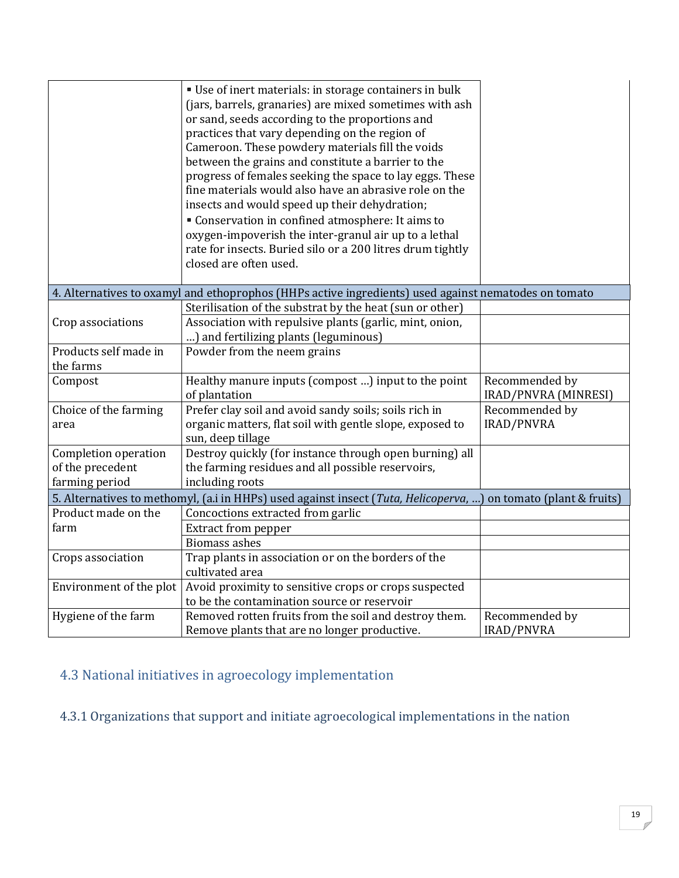| | | |
|---|---|---|
| | ▪ Use of inert materials: in storage containers in bulk (jars, barrels, granaries) are mixed sometimes with ash or sand, seeds according to the proportions and practices that vary depending on the region of Cameroon. These powdery materials fill the voids between the grains and constitute a barrier to the progress of females seeking the space to lay eggs. These fine materials would also have an abrasive role on the insects and would speed up their dehydration; ▪ Conservation in confined atmosphere: It aims to oxygen-impoverish the inter-granul air up to a lethal rate for insects. Buried silo or a 200 litres drum tightly closed are often used. | |
| 4. Alternatives to oxamyl and ethoprophos (HHPs active ingredients) used against nematodes on tomato | | |
| Crop associations | Sterilisation of the substrat by the heat (sun or other) | |
| | Association with repulsive plants (garlic, mint, onion, …) and fertilizing plants (leguminous) | |
| Products self made in the farms | Powder from the neem grains | |
| Compost | Healthy manure inputs (compost …) input to the point of plantation | Recommended by IRAD/PNVRA (MINRESI) |
| Choice of the farming area | Prefer clay soil and avoid sandy soils; soils rich in organic matters, flat soil with gentle slope, exposed to sun, deep tillage | Recommended by IRAD/PNVRA |
| Completion operation of the precedent farming period | Destroy quickly (for instance through open burning) all the farming residues and all possible reservoirs, including roots | |
| 5. Alternatives to methomyl, (a.i in HHPs) used against insect (*Tuta, Helicoperva*, …) on tomato (plant & fruits) | | |
| Product made on the farm | Concoctions extracted from garlic | |
| | Extract from pepper | |
| | Biomass ashes | |
| Crops association | Trap plants in association or on the borders of the cultivated area | |
| Environment of the plot | Avoid proximity to sensitive crops or crops suspected to be the contamination source or reservoir | |
| Hygiene of the farm | Removed rotten fruits from the soil and destroy them. Remove plants that are no longer productive. | Recommended by IRAD/PNVRA |

## 4.3 National initiatives in agroecology implementation

### 4.3.1 Organizations that support and initiate agroecological implementations in the nation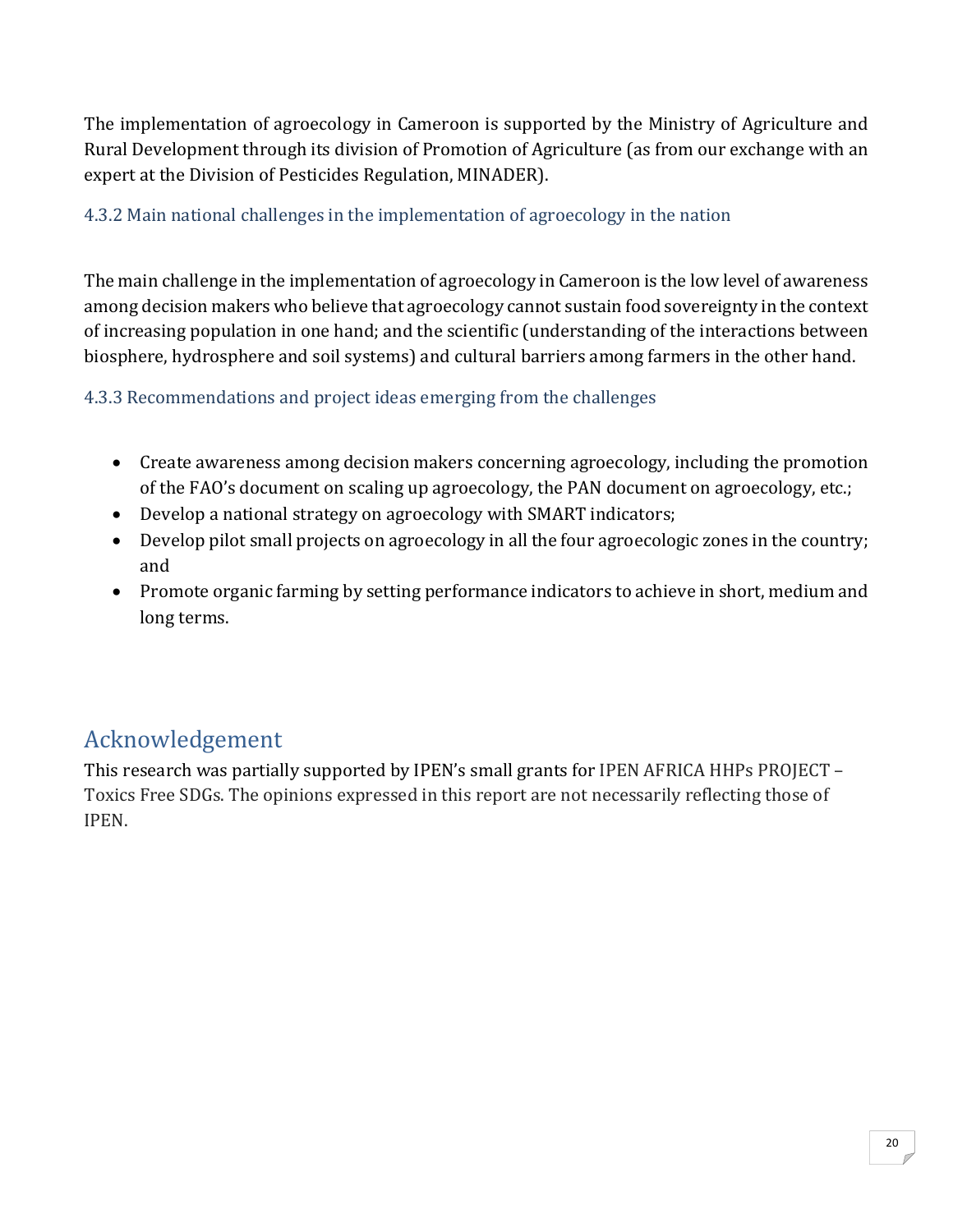The implementation of agroecology in Cameroon is supported by the Ministry of Agriculture and Rural Development through its division of Promotion of Agriculture (as from our exchange with an expert at the Division of Pesticides Regulation, MINADER).

### 4.3.2 Main national challenges in the implementation of agroecology in the nation

The main challenge in the implementation of agroecology in Cameroon is the low level of awareness among decision makers who believe that agroecology cannot sustain food sovereignty in the context of increasing population in one hand; and the scientific (understanding of the interactions between biosphere, hydrosphere and soil systems) and cultural barriers among farmers in the other hand.

### 4.3.3 Recommendations and project ideas emerging from the challenges

- Create awareness among decision makers concerning agroecology, including the promotion of the FAO's document on scaling up agroecology, the PAN document on agroecology, etc.;
- Develop a national strategy on agroecology with SMART indicators;
- Develop pilot small projects on agroecology in all the four agroecologic zones in the country; and
- Promote organic farming by setting performance indicators to achieve in short, medium and long terms.

## Acknowledgement

This research was partially supported by IPEN's small grants for IPEN AFRICA HHPs PROJECT – Toxics Free SDGs. The opinions expressed in this report are not necessarily reflecting those of IPEN.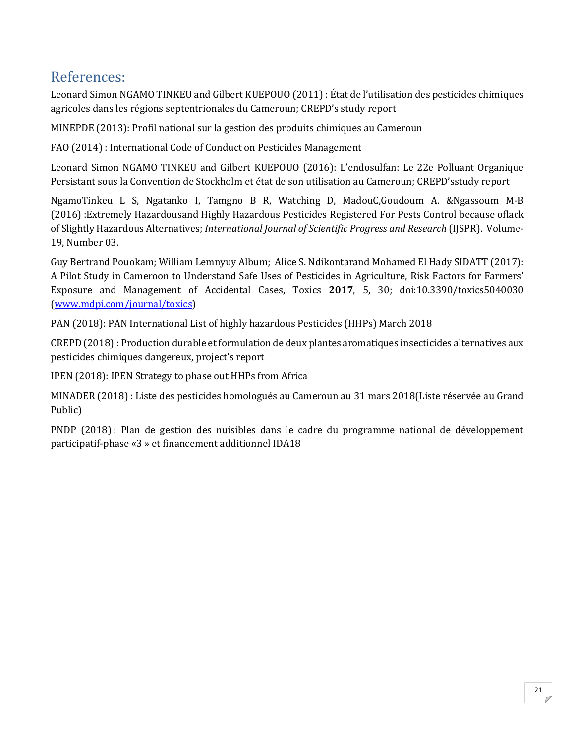## References:

Leonard Simon NGAMO TINKEU and Gilbert KUEPOUO (2011) : État de l'utilisation des pesticides chimiques agricoles dans les régions septentrionales du Cameroun; CREPD's study report

MINEPDE (2013): Profil national sur la gestion des produits chimiques au Cameroun

FAO (2014) : International Code of Conduct on Pesticides Management

Leonard Simon NGAMO TINKEU and Gilbert KUEPOUO (2016): L'endosulfan: Le 22e Polluant Organique Persistant sous la Convention de Stockholm et état de son utilisation au Cameroun; CREPD'sstudy report

NgamoTinkeu L S, Ngatanko I, Tamgno B R, Watching D, MadouC,Goudoum A. &Ngassoum M-B (2016) :Extremely Hazardousand Highly Hazardous Pesticides Registered For Pests Control because oflack of Slightly Hazardous Alternatives; *International Journal of Scientific Progress and Research* (IJSPR). Volume-19, Number 03.

Guy Bertrand Pouokam; William Lemnyuy Album; Alice S. Ndikontarand Mohamed El Hady SIDATT (2017): A Pilot Study in Cameroon to Understand Safe Uses of Pesticides in Agriculture, Risk Factors for Farmers' Exposure and Management of Accidental Cases, Toxics **2017**, 5, 30; doi:10.3390/toxics5040030 (www.mdpi.com/journal/toxics)

PAN (2018): PAN International List of highly hazardous Pesticides (HHPs) March 2018

CREPD (2018) : Production durable et formulation de deux plantes aromatiques insecticides alternatives aux pesticides chimiques dangereux, project's report

IPEN (2018): IPEN Strategy to phase out HHPs from Africa

MINADER (2018) : Liste des pesticides homologués au Cameroun au 31 mars 2018(Liste réservée au Grand Public)

PNDP (2018) : Plan de gestion des nuisibles dans le cadre du programme national de développement participatif-phase «3 » et financement additionnel IDA18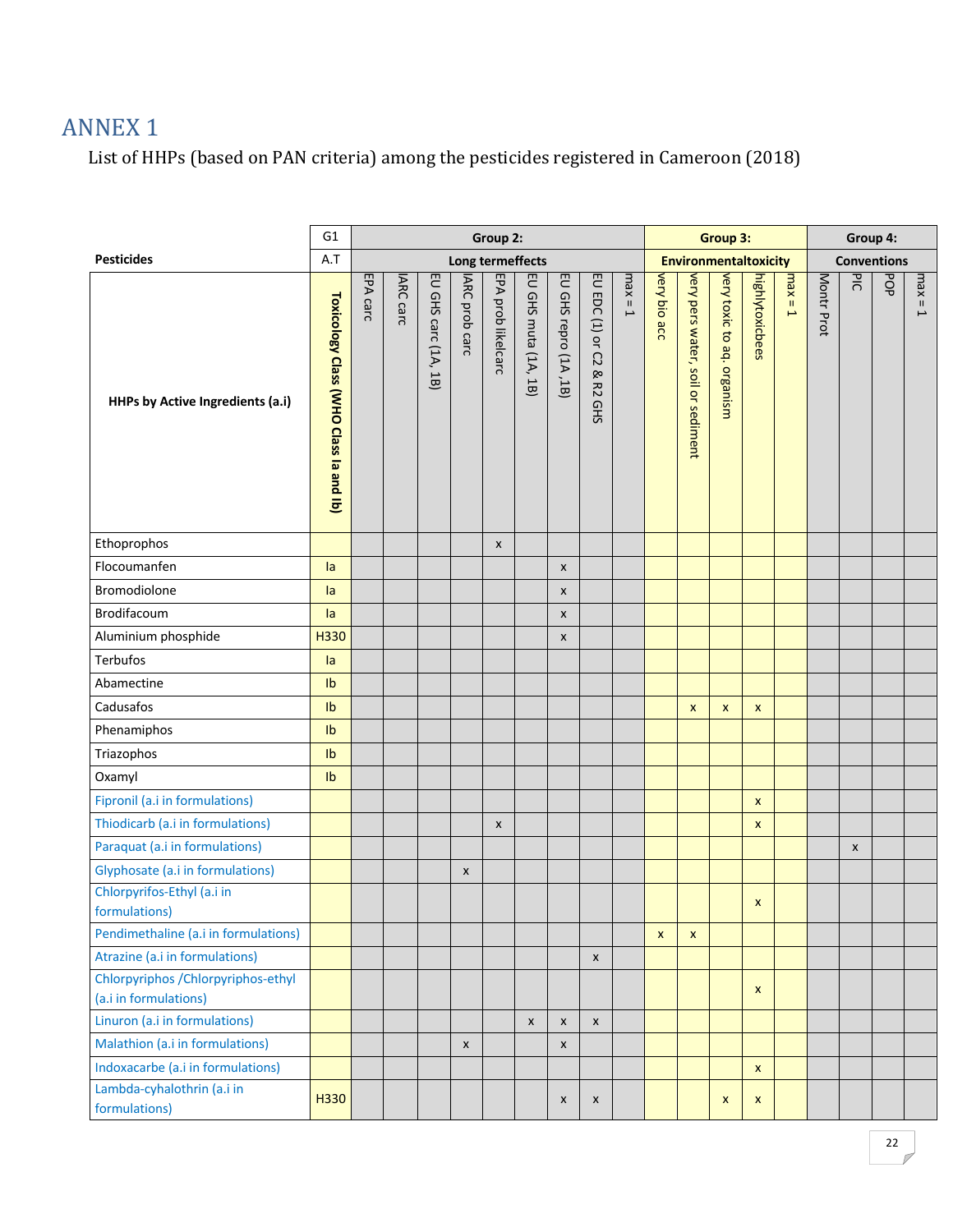# ANNEX 1

List of HHPs (based on PAN criteria) among the pesticides registered in Cameroon (2018)

| Pesticides | G1 | Group 2: | | | | | | | | | Group 3: | | | | | Group 4: | | | |
|---|---|---|---|---|---|---|---|---|---|---|---|---|---|---|---|---|---|---|---|
| | A.T | Long termeffects | | | | | | | | | Environmentaltoxicity | | | | | Conventions | | | |
| HHPs by Active Ingredients (a.i) | Toxicology Class (WHO Class Ia and Ib) | EPA carc | IARC carc | EU GHS carc (1A, 1B) | IARC prob carc | EPA prob likelcarc | EU GHS muta (1A, 1B) | EU GHS repro (1A ,1B) | EU EDC (1) or C2 & R2 GHS | max = 1 | very bio acc | very pers water, soil or sediment | very toxic to aq. organism | highlytoxicbees | max = 1 | Montr Prot | PIC | POP | max = 1 |
| Ethoprophos | | | | | | x | | | | | | | | | | | | | |
| Flocoumanfen | Ia | | | | | | | x | | | | | | | | | | | |
| Bromodiolone | Ia | | | | | | | x | | | | | | | | | | | |
| Brodifacoum | Ia | | | | | | | x | | | | | | | | | | | |
| Aluminium phosphide | H330 | | | | | | | x | | | | | | | | | | | |
| Terbufos | Ia | | | | | | | | | | | | | | | | | | |
| Abamectine | Ib | | | | | | | | | | | | | | | | | | |
| Cadusafos | Ib | | | | | | | | | | | x | x | x | | | | | |
| Phenamiphos | Ib | | | | | | | | | | | | | | | | | | |
| Triazophos | Ib | | | | | | | | | | | | | | | | | | |
| Oxamyl | Ib | | | | | | | | | | | | | | | | | | |
| Fipronil (a.i in formulations) | | | | | | | | | | | | | | x | | | | | |
| Thiodicarb (a.i in formulations) | | | | | | x | | | | | | | | x | | | | | |
| Paraquat (a.i in formulations) | | | | | | | | | | | | | | | | | x | | |
| Glyphosate (a.i in formulations) | | | | | x | | | | | | | | | | | | | | |
| Chlorpyrifos-Ethyl (a.i in formulations) | | | | | | | | | | | | | | x | | | | | |
| Pendimethaline (a.i in formulations) | | | | | | | | | | | x | x | | | | | | | |
| Atrazine (a.i in formulations) | | | | | | | | | x | | | | | | | | | | |
| Chlorpyriphos /Chlorpyriphos-ethyl (a.i in formulations) | | | | | | | | | | | | | | x | | | | | |
| Linuron (a.i in formulations) | | | | | | | x | x | x | | | | | | | | | | |
| Malathion (a.i in formulations) | | | | | x | | | x | | | | | | | | | | | |
| Indoxacarbe (a.i in formulations) | | | | | | | | | | | | | | x | | | | | |
| Lambda-cyhalothrin (a.i in formulations) | H330 | | | | | | | x | x | | | | x | x | | | | | |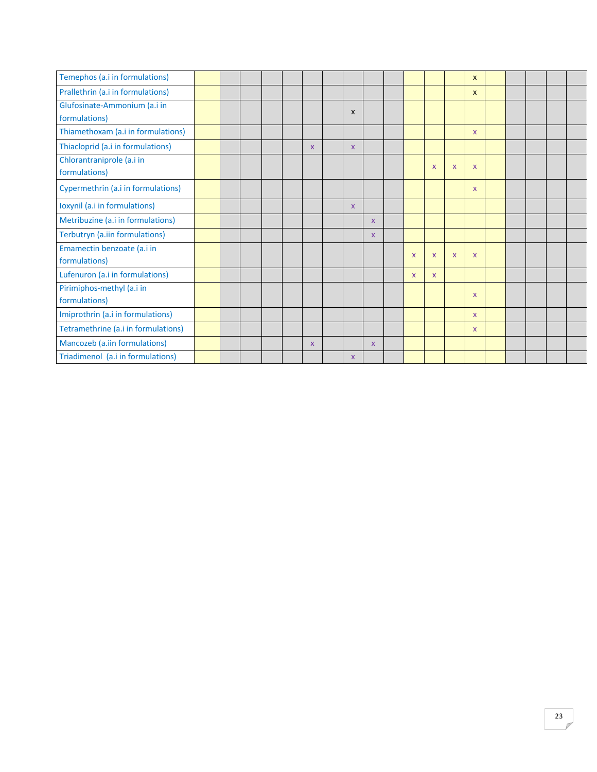| | | | | | | | | | | | | | | | | | | | |
|---|---|---|---|---|---|---|---|---|---|---|---|---|---|---|---|---|---|---|---|
| Temephos (a.i in formulations) | | | | | | | | | | | | | | x | | | | | |
| Prallethrin (a.i in formulations) | | | | | | | | | | | | | | x | | | | | |
| Glufosinate-Ammonium (a.i in formulations) | | | | | | | | x | | | | | | | | | | | |
| Thiamethoxam (a.i in formulations) | | | | | | | | | | | | | | x | | | | | |
| Thiacloprid (a.i in formulations) | | | | | | x | | x | | | | | | | | | | | |
| Chlorantraniprole (a.i in formulations) | | | | | | | | | | | | x | x | x | | | | | |
| Cypermethrin (a.i in formulations) | | | | | | | | | | | | | | x | | | | | |
| Ioxynil (a.i in formulations) | | | | | | | | x | | | | | | | | | | | |
| Metribuzine (a.i in formulations) | | | | | | | | | x | | | | | | | | | | |
| Terbutryn (a.iin formulations) | | | | | | | | | x | | | | | | | | | | |
| Emamectin benzoate (a.i in formulations) | | | | | | | | | | | x | x | x | x | | | | | |
| Lufenuron (a.i in formulations) | | | | | | | | | | | x | x | | | | | | | |
| Pirimiphos-methyl (a.i in formulations) | | | | | | | | | | | | | | x | | | | | |
| Imiprothrin (a.i in formulations) | | | | | | | | | | | | | | x | | | | | |
| Tetramethrine (a.i in formulations) | | | | | | | | | | | | | | x | | | | | |
| Mancozeb (a.iin formulations) | | | | | | x | | | x | | | | | | | | | | |
| Triadimenol (a.i in formulations) | | | | | | | | x | | | | | | | | | | | |